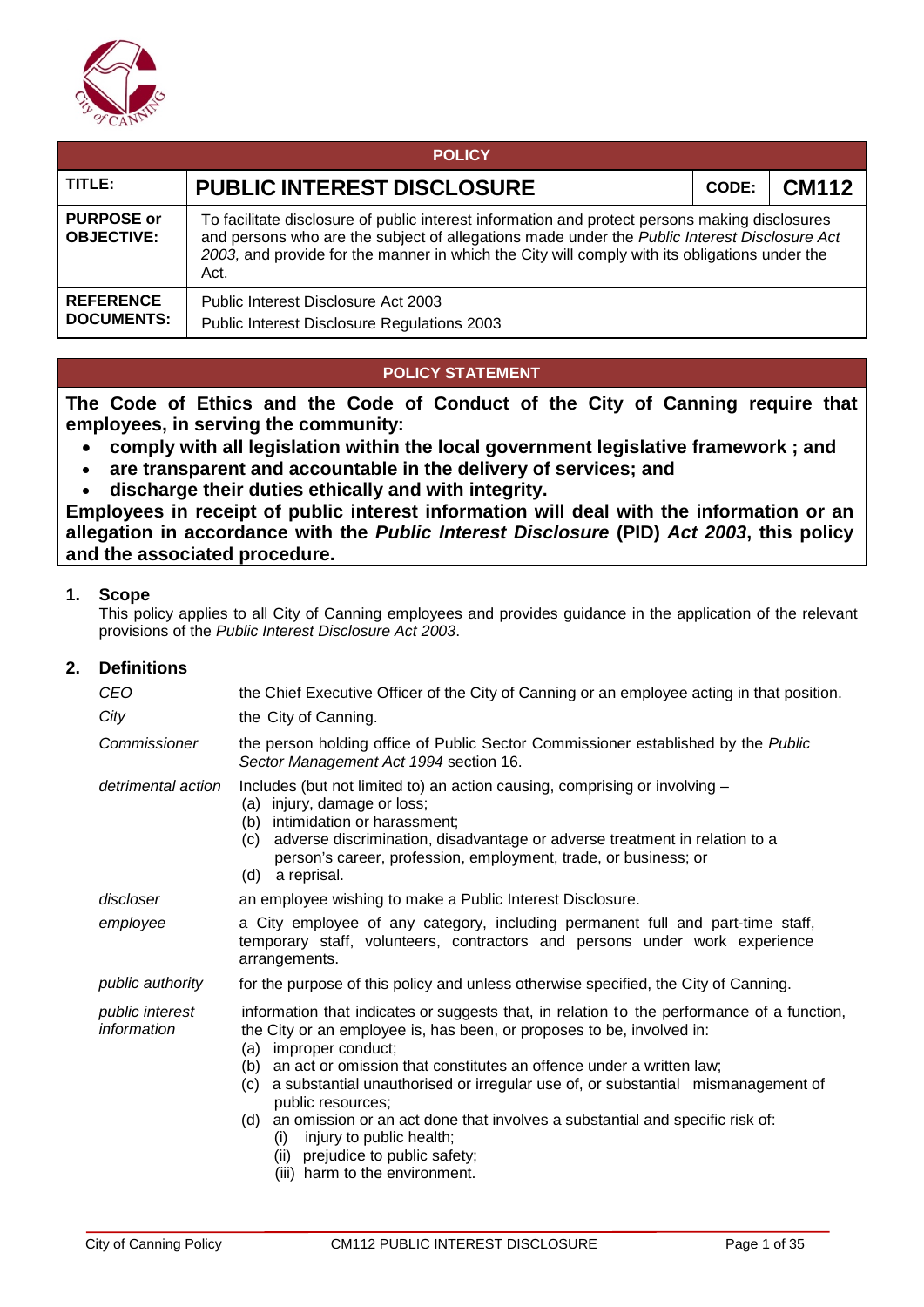| POLICY | | | |
|---|---|---|---|
| **TITLE:** | **PUBLIC INTEREST DISCLOSURE** | **CODE:** | **CM112** |
| **PURPOSE or OBJECTIVE:** | To facilitate disclosure of public interest information and protect persons making disclosures and persons who are the subject of allegations made under the *Public Interest Disclosure Act 2003,* and provide for the manner in which the City will comply with its obligations under the Act. | | |
| **REFERENCE DOCUMENTS:** | Public Interest Disclosure Act 2003<br>Public Interest Disclosure Regulations 2003 | | |

## POLICY STATEMENT

**The Code of Ethics and the Code of Conduct of the City of Canning require that employees, in serving the community:**

- **comply with all legislation within the local government legislative framework ; and**
- **are transparent and accountable in the delivery of services; and**
- **discharge their duties ethically and with integrity.**

**Employees in receipt of public interest information will deal with the information or an allegation in accordance with the *Public Interest Disclosure* (PID) *Act 2003*, this policy and the associated procedure.**

## 1. Scope

This policy applies to all City of Canning employees and provides guidance in the application of the relevant provisions of the *Public Interest Disclosure Act 2003*.

## 2. Definitions

| | |
|---|---|
| *CEO* | the Chief Executive Officer of the City of Canning or an employee acting in that position. |
| *City* | the City of Canning. |
| *Commissioner* | the person holding office of Public Sector Commissioner established by the *Public Sector Management Act 1994* section 16. |
| *detrimental action* | Includes (but not limited to) an action causing, comprising or involving –<br>(a) injury, damage or loss;<br>(b) intimidation or harassment;<br>(c) adverse discrimination, disadvantage or adverse treatment in relation to a person's career, profession, employment, trade, or business; or<br>(d) a reprisal. |
| *discloser* | an employee wishing to make a Public Interest Disclosure. |
| *employee* | a City employee of any category, including permanent full and part-time staff, temporary staff, volunteers, contractors and persons under work experience arrangements. |
| *public authority* | for the purpose of this policy and unless otherwise specified, the City of Canning. |
| *public interest information* | information that indicates or suggests that, in relation to the performance of a function, the City or an employee is, has been, or proposes to be, involved in:<br>(a) improper conduct;<br>(b) an act or omission that constitutes an offence under a written law;<br>(c) a substantial unauthorised or irregular use of, or substantial mismanagement of public resources;<br>(d) an omission or an act done that involves a substantial and specific risk of:<br>(i) injury to public health;<br>(ii) prejudice to public safety;<br>(iii) harm to the environment. |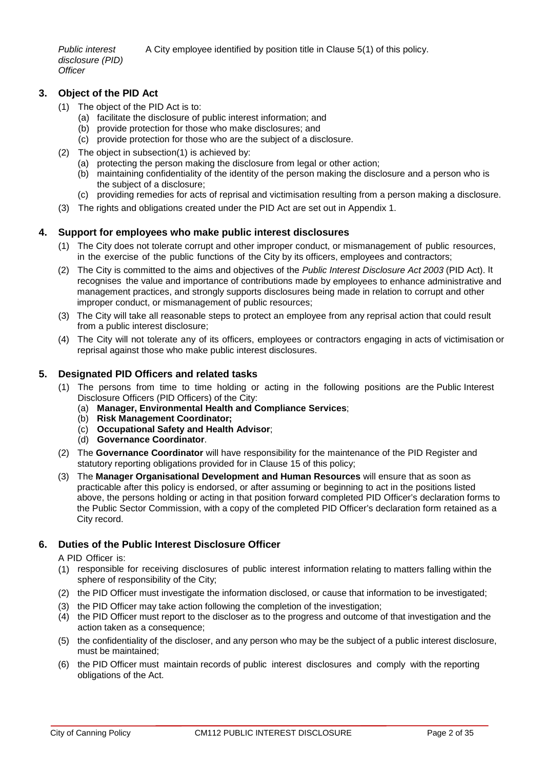*Public interest disclosure (PID) Officer* A City employee identified by position title in Clause 5(1) of this policy.

## 3. Object of the PID Act

(1) The object of the PID Act is to:
  (a) facilitate the disclosure of public interest information; and
  (b) provide protection for those who make disclosures; and
  (c) provide protection for those who are the subject of a disclosure.

(2) The object in subsection(1) is achieved by:
  (a) protecting the person making the disclosure from legal or other action;
  (b) maintaining confidentiality of the identity of the person making the disclosure and a person who is the subject of a disclosure;
  (c) providing remedies for acts of reprisal and victimisation resulting from a person making a disclosure.

(3) The rights and obligations created under the PID Act are set out in Appendix 1.

## 4. Support for employees who make public interest disclosures

(1) The City does not tolerate corrupt and other improper conduct, or mismanagement of public resources, in the exercise of the public functions of the City by its officers, employees and contractors;

(2) The City is committed to the aims and objectives of the *Public Interest Disclosure Act 2003* (PID Act). It recognises the value and importance of contributions made by employees to enhance administrative and management practices, and strongly supports disclosures being made in relation to corrupt and other improper conduct, or mismanagement of public resources;

(3) The City will take all reasonable steps to protect an employee from any reprisal action that could result from a public interest disclosure;

(4) The City will not tolerate any of its officers, employees or contractors engaging in acts of victimisation or reprisal against those who make public interest disclosures.

## 5. Designated PID Officers and related tasks

(1) The persons from time to time holding or acting in the following positions are the Public Interest Disclosure Officers (PID Officers) of the City:
  (a) **Manager, Environmental Health and Compliance Services**;
  (b) **Risk Management Coordinator;**
  (c) **Occupational Safety and Health Advisor**;
  (d) **Governance Coordinator**.

(2) The **Governance Coordinator** will have responsibility for the maintenance of the PID Register and statutory reporting obligations provided for in Clause 15 of this policy;

(3) The **Manager Organisational Development and Human Resources** will ensure that as soon as practicable after this policy is endorsed, or after assuming or beginning to act in the positions listed above, the persons holding or acting in that position forward completed PID Officer's declaration forms to the Public Sector Commission, with a copy of the completed PID Officer's declaration form retained as a City record.

## 6. Duties of the Public Interest Disclosure Officer

A PID Officer is:

(1) responsible for receiving disclosures of public interest information relating to matters falling within the sphere of responsibility of the City;

(2) the PID Officer must investigate the information disclosed, or cause that information to be investigated;

(3) the PID Officer may take action following the completion of the investigation;

(4) the PID Officer must report to the discloser as to the progress and outcome of that investigation and the action taken as a consequence;

(5) the confidentiality of the discloser, and any person who may be the subject of a public interest disclosure, must be maintained;

(6) the PID Officer must maintain records of public interest disclosures and comply with the reporting obligations of the Act.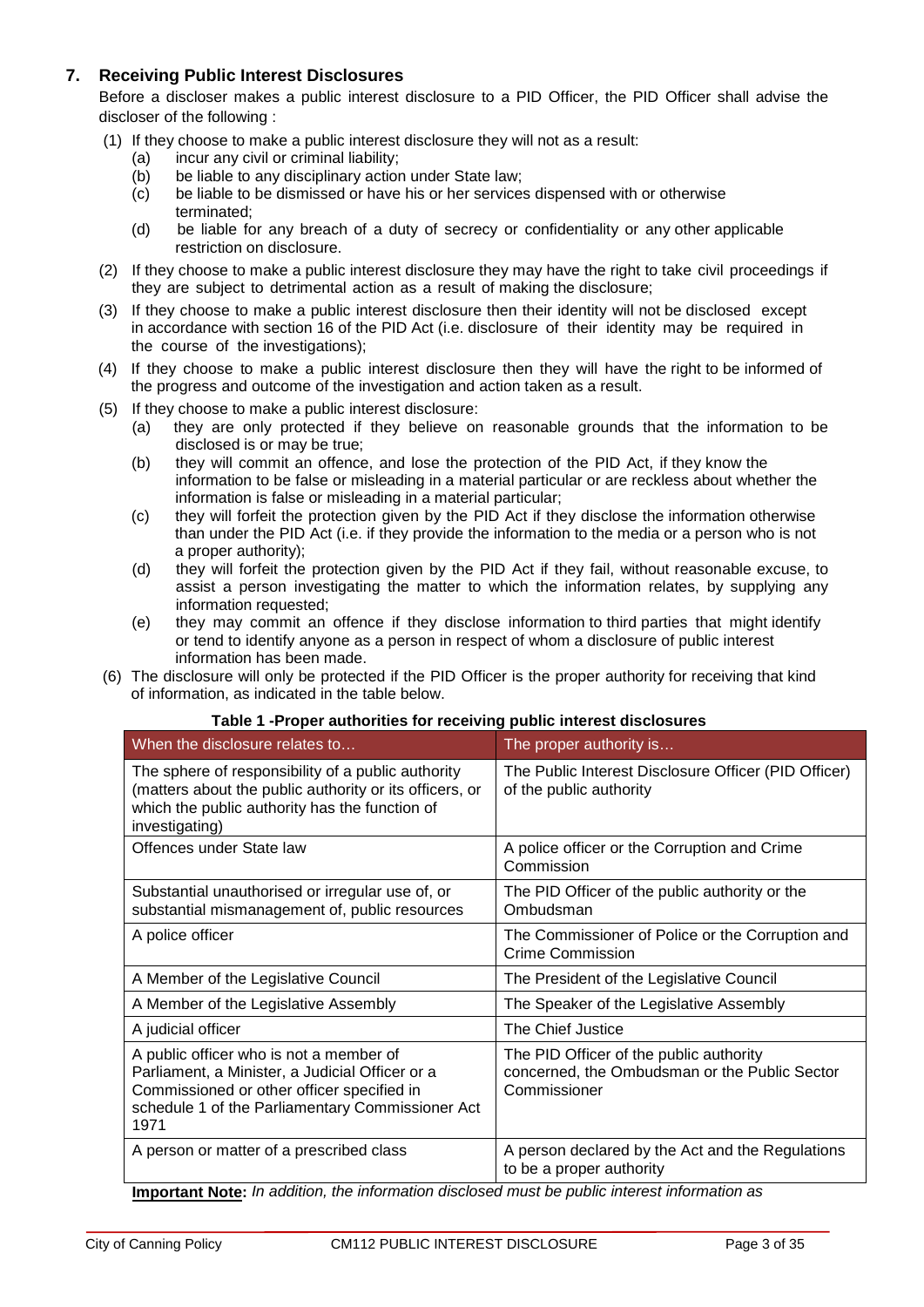## 7. Receiving Public Interest Disclosures

Before a discloser makes a public interest disclosure to a PID Officer, the PID Officer shall advise the discloser of the following :

(1) If they choose to make a public interest disclosure they will not as a result:
   (a) incur any civil or criminal liability;
   (b) be liable to any disciplinary action under State law;
   (c) be liable to be dismissed or have his or her services dispensed with or otherwise terminated;
   (d) be liable for any breach of a duty of secrecy or confidentiality or any other applicable restriction on disclosure.

(2) If they choose to make a public interest disclosure they may have the right to take civil proceedings if they are subject to detrimental action as a result of making the disclosure;

(3) If they choose to make a public interest disclosure then their identity will not be disclosed except in accordance with section 16 of the PID Act (i.e. disclosure of their identity may be required in the course of the investigations);

(4) If they choose to make a public interest disclosure then they will have the right to be informed of the progress and outcome of the investigation and action taken as a result.

(5) If they choose to make a public interest disclosure:
   (a) they are only protected if they believe on reasonable grounds that the information to be disclosed is or may be true;
   (b) they will commit an offence, and lose the protection of the PID Act, if they know the information to be false or misleading in a material particular or are reckless about whether the information is false or misleading in a material particular;
   (c) they will forfeit the protection given by the PID Act if they disclose the information otherwise than under the PID Act (i.e. if they provide the information to the media or a person who is not a proper authority);
   (d) they will forfeit the protection given by the PID Act if they fail, without reasonable excuse, to assist a person investigating the matter to which the information relates, by supplying any information requested;
   (e) they may commit an offence if they disclose information to third parties that might identify or tend to identify anyone as a person in respect of whom a disclosure of public interest information has been made.

(6) The disclosure will only be protected if the PID Officer is the proper authority for receiving that kind of information, as indicated in the table below.

**Table 1 -Proper authorities for receiving public interest disclosures**

| When the disclosure relates to… | The proper authority is… |
|---|---|
| The sphere of responsibility of a public authority (matters about the public authority or its officers, or which the public authority has the function of investigating) | The Public Interest Disclosure Officer (PID Officer) of the public authority |
| Offences under State law | A police officer or the Corruption and Crime Commission |
| Substantial unauthorised or irregular use of, or substantial mismanagement of, public resources | The PID Officer of the public authority or the Ombudsman |
| A police officer | The Commissioner of Police or the Corruption and Crime Commission |
| A Member of the Legislative Council | The President of the Legislative Council |
| A Member of the Legislative Assembly | The Speaker of the Legislative Assembly |
| A judicial officer | The Chief Justice |
| A public officer who is not a member of Parliament, a Minister, a Judicial Officer or a Commissioned or other officer specified in schedule 1 of the Parliamentary Commissioner Act 1971 | The PID Officer of the public authority concerned, the Ombudsman or the Public Sector Commissioner |
| A person or matter of a prescribed class | A person declared by the Act and the Regulations to be a proper authority |

**Important Note:** *In addition, the information disclosed must be public interest information as*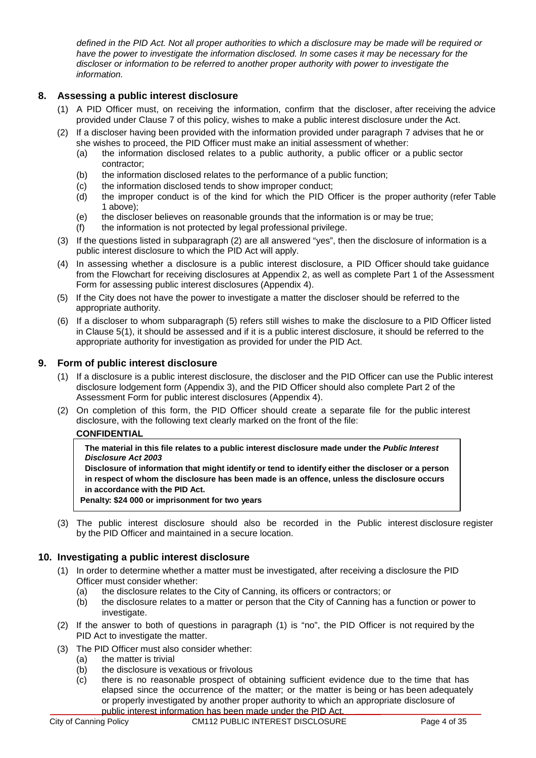*defined in the PID Act. Not all proper authorities to which a disclosure may be made will be required or have the power to investigate the information disclosed. In some cases it may be necessary for the discloser or information to be referred to another proper authority with power to investigate the information.*

## 8. Assessing a public interest disclosure

(1) A PID Officer must, on receiving the information, confirm that the discloser, after receiving the advice provided under Clause 7 of this policy, wishes to make a public interest disclosure under the Act.

(2) If a discloser having been provided with the information provided under paragraph 7 advises that he or she wishes to proceed, the PID Officer must make an initial assessment of whether:
   (a) the information disclosed relates to a public authority, a public officer or a public sector contractor;
   (b) the information disclosed relates to the performance of a public function;
   (c) the information disclosed tends to show improper conduct;
   (d) the improper conduct is of the kind for which the PID Officer is the proper authority (refer Table 1 above);
   (e) the discloser believes on reasonable grounds that the information is or may be true;
   (f) the information is not protected by legal professional privilege.

(3) If the questions listed in subparagraph (2) are all answered "yes", then the disclosure of information is a public interest disclosure to which the PID Act will apply.

(4) In assessing whether a disclosure is a public interest disclosure, a PID Officer should take guidance from the Flowchart for receiving disclosures at Appendix 2, as well as complete Part 1 of the Assessment Form for assessing public interest disclosures (Appendix 4).

(5) If the City does not have the power to investigate a matter the discloser should be referred to the appropriate authority.

(6) If a discloser to whom subparagraph (5) refers still wishes to make the disclosure to a PID Officer listed in Clause 5(1), it should be assessed and if it is a public interest disclosure, it should be referred to the appropriate authority for investigation as provided for under the PID Act.

## 9. Form of public interest disclosure

(1) If a disclosure is a public interest disclosure, the discloser and the PID Officer can use the Public interest disclosure lodgement form (Appendix 3), and the PID Officer should also complete Part 2 of the Assessment Form for public interest disclosures (Appendix 4).

(2) On completion of this form, the PID Officer should create a separate file for the public interest disclosure, with the following text clearly marked on the front of the file:

**CONFIDENTIAL**

> **The material in this file relates to a public interest disclosure made under the *Public Interest Disclosure Act 2003***
>
> **Disclosure of information that might identify or tend to identify either the discloser or a person in respect of whom the disclosure has been made is an offence, unless the disclosure occurs in accordance with the PID Act.**
>
> **Penalty: $24 000 or imprisonment for two years**

(3) The public interest disclosure should also be recorded in the Public interest disclosure register by the PID Officer and maintained in a secure location.

## 10. Investigating a public interest disclosure

(1) In order to determine whether a matter must be investigated, after receiving a disclosure the PID Officer must consider whether:
   (a) the disclosure relates to the City of Canning, its officers or contractors; or
   (b) the disclosure relates to a matter or person that the City of Canning has a function or power to investigate.

(2) If the answer to both of questions in paragraph (1) is "no", the PID Officer is not required by the PID Act to investigate the matter.

(3) The PID Officer must also consider whether:
   (a) the matter is trivial
   (b) the disclosure is vexatious or frivolous
   (c) there is no reasonable prospect of obtaining sufficient evidence due to the time that has elapsed since the occurrence of the matter; or the matter is being or has been adequately or properly investigated by another proper authority to which an appropriate disclosure of public interest information has been made under the PID Act.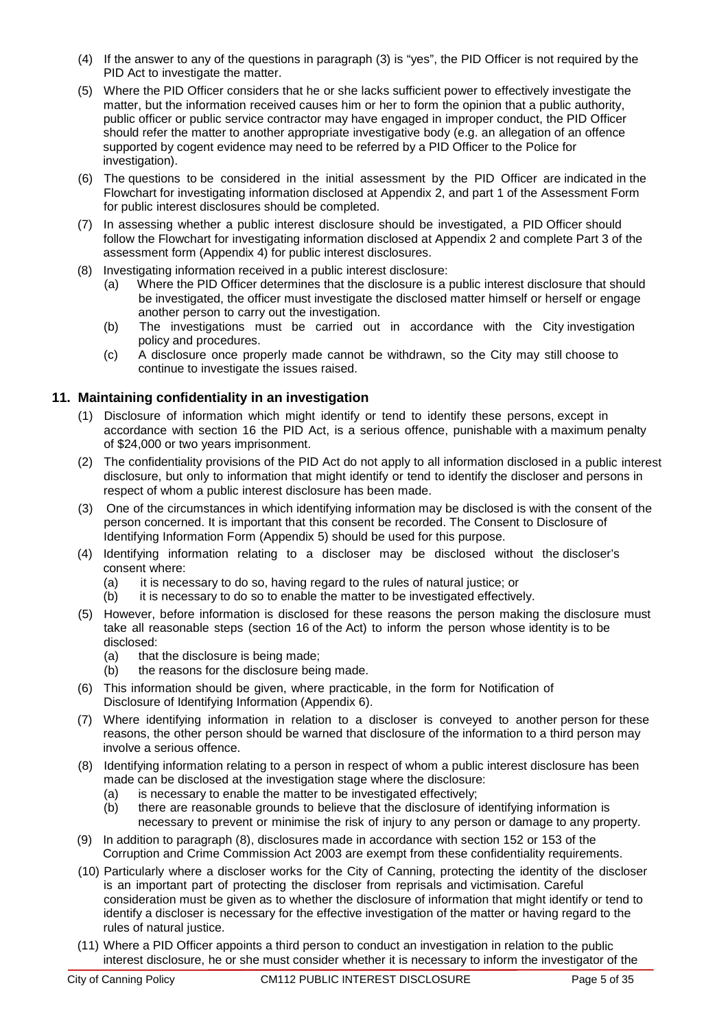(4) If the answer to any of the questions in paragraph (3) is "yes", the PID Officer is not required by the PID Act to investigate the matter.

(5) Where the PID Officer considers that he or she lacks sufficient power to effectively investigate the matter, but the information received causes him or her to form the opinion that a public authority, public officer or public service contractor may have engaged in improper conduct, the PID Officer should refer the matter to another appropriate investigative body (e.g. an allegation of an offence supported by cogent evidence may need to be referred by a PID Officer to the Police for investigation).

(6) The questions to be considered in the initial assessment by the PID Officer are indicated in the Flowchart for investigating information disclosed at Appendix 2, and part 1 of the Assessment Form for public interest disclosures should be completed.

(7) In assessing whether a public interest disclosure should be investigated, a PID Officer should follow the Flowchart for investigating information disclosed at Appendix 2 and complete Part 3 of the assessment form (Appendix 4) for public interest disclosures.

(8) Investigating information received in a public interest disclosure:
   - (a) Where the PID Officer determines that the disclosure is a public interest disclosure that should be investigated, the officer must investigate the disclosed matter himself or herself or engage another person to carry out the investigation.
   - (b) The investigations must be carried out in accordance with the City investigation policy and procedures.
   - (c) A disclosure once properly made cannot be withdrawn, so the City may still choose to continue to investigate the issues raised.

## 11. Maintaining confidentiality in an investigation

(1) Disclosure of information which might identify or tend to identify these persons, except in accordance with section 16 the PID Act, is a serious offence, punishable with a maximum penalty of $24,000 or two years imprisonment.

(2) The confidentiality provisions of the PID Act do not apply to all information disclosed in a public interest disclosure, but only to information that might identify or tend to identify the discloser and persons in respect of whom a public interest disclosure has been made.

(3) One of the circumstances in which identifying information may be disclosed is with the consent of the person concerned. It is important that this consent be recorded. The Consent to Disclosure of Identifying Information Form (Appendix 5) should be used for this purpose.

(4) Identifying information relating to a discloser may be disclosed without the discloser's consent where:
   - (a) it is necessary to do so, having regard to the rules of natural justice; or
   - (b) it is necessary to do so to enable the matter to be investigated effectively.

(5) However, before information is disclosed for these reasons the person making the disclosure must take all reasonable steps (section 16 of the Act) to inform the person whose identity is to be disclosed:
   - (a) that the disclosure is being made;
   - (b) the reasons for the disclosure being made.

(6) This information should be given, where practicable, in the form for Notification of Disclosure of Identifying Information (Appendix 6).

(7) Where identifying information in relation to a discloser is conveyed to another person for these reasons, the other person should be warned that disclosure of the information to a third person may involve a serious offence.

(8) Identifying information relating to a person in respect of whom a public interest disclosure has been made can be disclosed at the investigation stage where the disclosure:
   - (a) is necessary to enable the matter to be investigated effectively;
   - (b) there are reasonable grounds to believe that the disclosure of identifying information is necessary to prevent or minimise the risk of injury to any person or damage to any property.

(9) In addition to paragraph (8), disclosures made in accordance with section 152 or 153 of the Corruption and Crime Commission Act 2003 are exempt from these confidentiality requirements.

(10) Particularly where a discloser works for the City of Canning, protecting the identity of the discloser is an important part of protecting the discloser from reprisals and victimisation. Careful consideration must be given as to whether the disclosure of information that might identify or tend to identify a discloser is necessary for the effective investigation of the matter or having regard to the rules of natural justice.

(11) Where a PID Officer appoints a third person to conduct an investigation in relation to the public interest disclosure, he or she must consider whether it is necessary to inform the investigator of the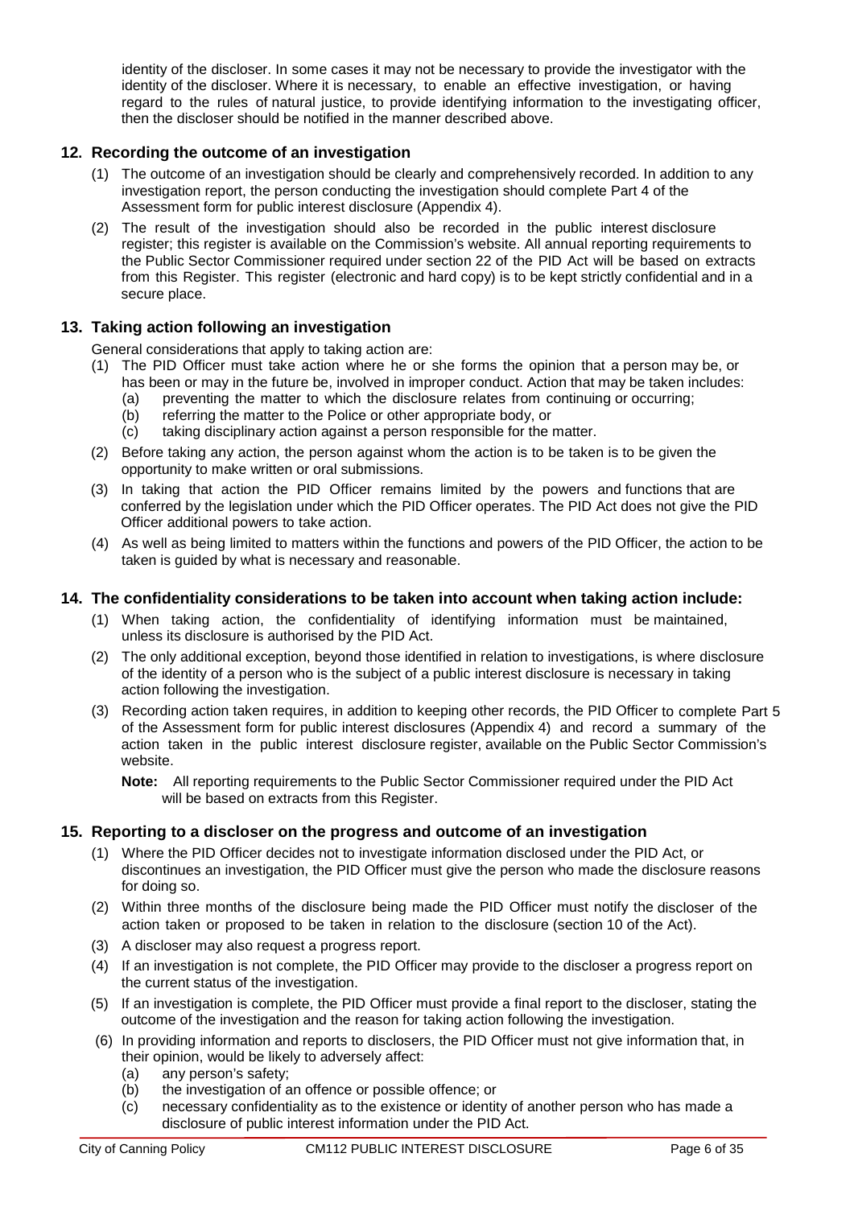identity of the discloser. In some cases it may not be necessary to provide the investigator with the identity of the discloser. Where it is necessary, to enable an effective investigation, or having regard to the rules of natural justice, to provide identifying information to the investigating officer, then the discloser should be notified in the manner described above.

## 12. Recording the outcome of an investigation

(1) The outcome of an investigation should be clearly and comprehensively recorded. In addition to any investigation report, the person conducting the investigation should complete Part 4 of the Assessment form for public interest disclosure (Appendix 4).

(2) The result of the investigation should also be recorded in the public interest disclosure register; this register is available on the Commission's website. All annual reporting requirements to the Public Sector Commissioner required under section 22 of the PID Act will be based on extracts from this Register. This register (electronic and hard copy) is to be kept strictly confidential and in a secure place.

## 13. Taking action following an investigation

General considerations that apply to taking action are:

(1) The PID Officer must take action where he or she forms the opinion that a person may be, or has been or may in the future be, involved in improper conduct. Action that may be taken includes:
   - (a) preventing the matter to which the disclosure relates from continuing or occurring;
   - (b) referring the matter to the Police or other appropriate body, or
   - (c) taking disciplinary action against a person responsible for the matter.

(2) Before taking any action, the person against whom the action is to be taken is to be given the opportunity to make written or oral submissions.

(3) In taking that action the PID Officer remains limited by the powers and functions that are conferred by the legislation under which the PID Officer operates. The PID Act does not give the PID Officer additional powers to take action.

(4) As well as being limited to matters within the functions and powers of the PID Officer, the action to be taken is guided by what is necessary and reasonable.

## 14. The confidentiality considerations to be taken into account when taking action include:

(1) When taking action, the confidentiality of identifying information must be maintained, unless its disclosure is authorised by the PID Act.

(2) The only additional exception, beyond those identified in relation to investigations, is where disclosure of the identity of a person who is the subject of a public interest disclosure is necessary in taking action following the investigation.

(3) Recording action taken requires, in addition to keeping other records, the PID Officer to complete Part 5 of the Assessment form for public interest disclosures (Appendix 4) and record a summary of the action taken in the public interest disclosure register, available on the Public Sector Commission's website.

   **Note:** All reporting requirements to the Public Sector Commissioner required under the PID Act will be based on extracts from this Register.

## 15. Reporting to a discloser on the progress and outcome of an investigation

(1) Where the PID Officer decides not to investigate information disclosed under the PID Act, or discontinues an investigation, the PID Officer must give the person who made the disclosure reasons for doing so.

(2) Within three months of the disclosure being made the PID Officer must notify the discloser of the action taken or proposed to be taken in relation to the disclosure (section 10 of the Act).

(3) A discloser may also request a progress report.

(4) If an investigation is not complete, the PID Officer may provide to the discloser a progress report on the current status of the investigation.

(5) If an investigation is complete, the PID Officer must provide a final report to the discloser, stating the outcome of the investigation and the reason for taking action following the investigation.

(6) In providing information and reports to disclosers, the PID Officer must not give information that, in their opinion, would be likely to adversely affect:
   - (a) any person's safety;
   - (b) the investigation of an offence or possible offence; or
   - (c) necessary confidentiality as to the existence or identity of another person who has made a disclosure of public interest information under the PID Act.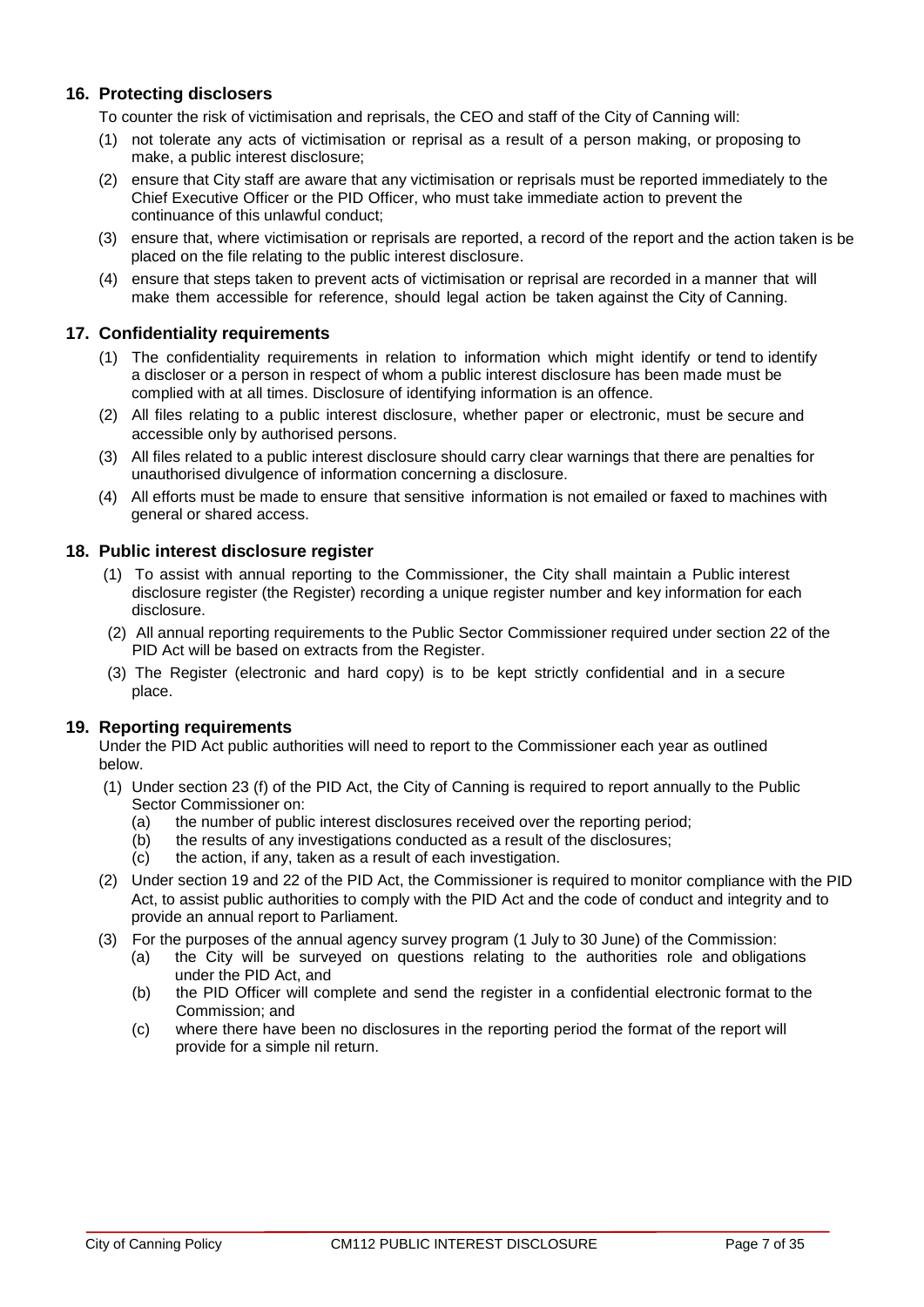## 16. Protecting disclosers

To counter the risk of victimisation and reprisals, the CEO and staff of the City of Canning will:

(1) not tolerate any acts of victimisation or reprisal as a result of a person making, or proposing to make, a public interest disclosure;

(2) ensure that City staff are aware that any victimisation or reprisals must be reported immediately to the Chief Executive Officer or the PID Officer, who must take immediate action to prevent the continuance of this unlawful conduct;

(3) ensure that, where victimisation or reprisals are reported, a record of the report and the action taken is be placed on the file relating to the public interest disclosure.

(4) ensure that steps taken to prevent acts of victimisation or reprisal are recorded in a manner that will make them accessible for reference, should legal action be taken against the City of Canning.

## 17. Confidentiality requirements

(1) The confidentiality requirements in relation to information which might identify or tend to identify a discloser or a person in respect of whom a public interest disclosure has been made must be complied with at all times. Disclosure of identifying information is an offence.

(2) All files relating to a public interest disclosure, whether paper or electronic, must be secure and accessible only by authorised persons.

(3) All files related to a public interest disclosure should carry clear warnings that there are penalties for unauthorised divulgence of information concerning a disclosure.

(4) All efforts must be made to ensure that sensitive information is not emailed or faxed to machines with general or shared access.

## 18. Public interest disclosure register

(1) To assist with annual reporting to the Commissioner, the City shall maintain a Public interest disclosure register (the Register) recording a unique register number and key information for each disclosure.

(2) All annual reporting requirements to the Public Sector Commissioner required under section 22 of the PID Act will be based on extracts from the Register.

(3) The Register (electronic and hard copy) is to be kept strictly confidential and in a secure place.

## 19. Reporting requirements

Under the PID Act public authorities will need to report to the Commissioner each year as outlined below.

(1) Under section 23 (f) of the PID Act, the City of Canning is required to report annually to the Public Sector Commissioner on:

  (a) the number of public interest disclosures received over the reporting period;
  
  (b) the results of any investigations conducted as a result of the disclosures;
  
  (c) the action, if any, taken as a result of each investigation.

(2) Under section 19 and 22 of the PID Act, the Commissioner is required to monitor compliance with the PID Act, to assist public authorities to comply with the PID Act and the code of conduct and integrity and to provide an annual report to Parliament.

(3) For the purposes of the annual agency survey program (1 July to 30 June) of the Commission:

  (a) the City will be surveyed on questions relating to the authorities role and obligations under the PID Act, and
  
  (b) the PID Officer will complete and send the register in a confidential electronic format to the Commission; and
  
  (c) where there have been no disclosures in the reporting period the format of the report will provide for a simple nil return.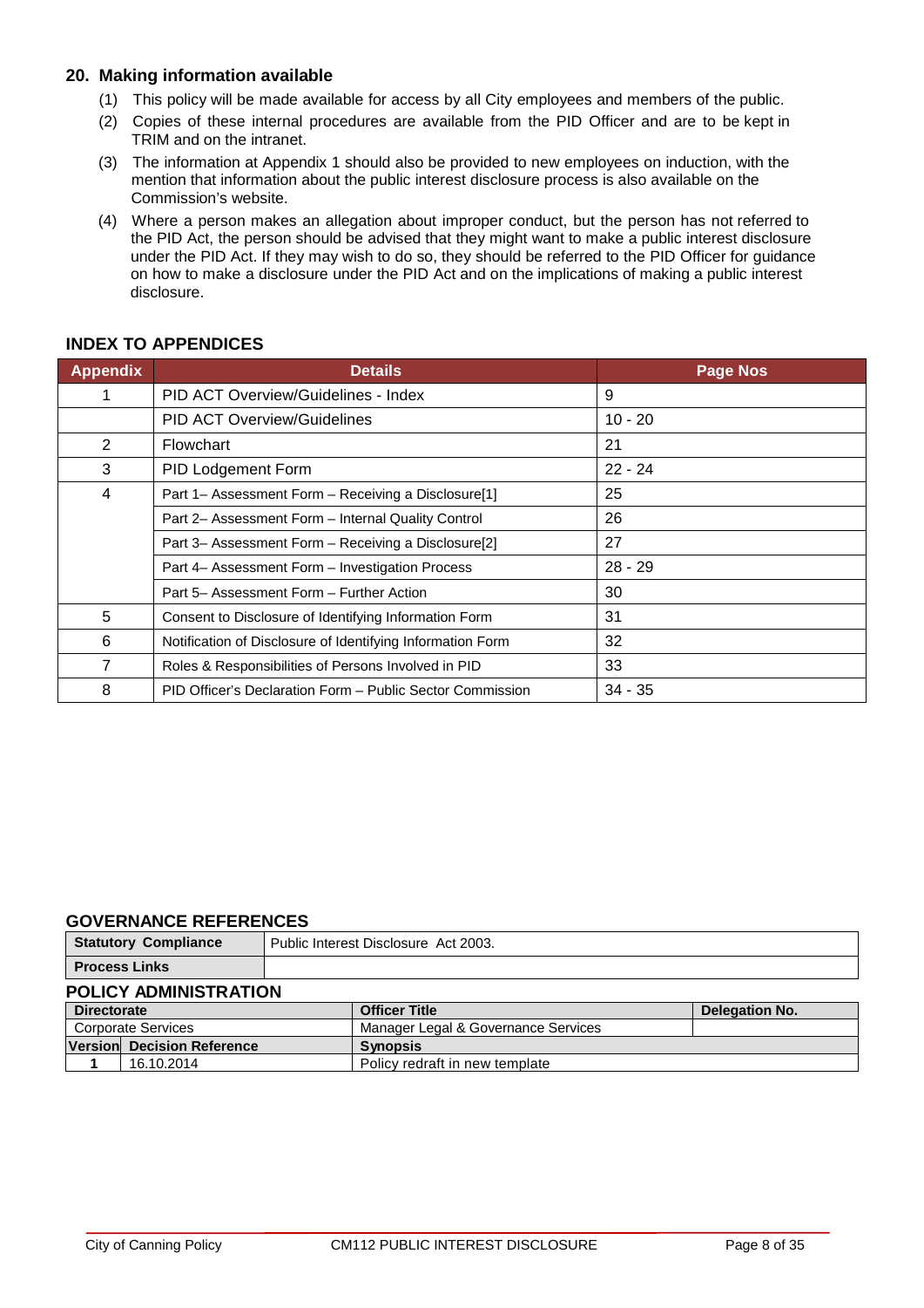## 20. Making information available

(1) This policy will be made available for access by all City employees and members of the public.

(2) Copies of these internal procedures are available from the PID Officer and are to be kept in TRIM and on the intranet.

(3) The information at Appendix 1 should also be provided to new employees on induction, with the mention that information about the public interest disclosure process is also available on the Commission's website.

(4) Where a person makes an allegation about improper conduct, but the person has not referred to the PID Act, the person should be advised that they might want to make a public interest disclosure under the PID Act. If they may wish to do so, they should be referred to the PID Officer for guidance on how to make a disclosure under the PID Act and on the implications of making a public interest disclosure.

### INDEX TO APPENDICES

| Appendix | Details | Page Nos |
|---|---|---|
| 1 | PID ACT Overview/Guidelines - Index | 9 |
| | PID ACT Overview/Guidelines | 10 - 20 |
| 2 | Flowchart | 21 |
| 3 | PID Lodgement Form | 22 - 24 |
| 4 | Part 1– Assessment Form – Receiving a Disclosure[1] | 25 |
| | Part 2– Assessment Form – Internal Quality Control | 26 |
| | Part 3– Assessment Form – Receiving a Disclosure[2] | 27 |
| | Part 4– Assessment Form – Investigation Process | 28 - 29 |
| | Part 5– Assessment Form – Further Action | 30 |
| 5 | Consent to Disclosure of Identifying Information Form | 31 |
| 6 | Notification of Disclosure of Identifying Information Form | 32 |
| 7 | Roles & Responsibilities of Persons Involved in PID | 33 |
| 8 | PID Officer's Declaration Form – Public Sector Commission | 34 - 35 |

### GOVERNANCE REFERENCES

| | |
|---|---|
| **Statutory Compliance** | Public Interest Disclosure Act 2003. |
| **Process Links** | |

### POLICY ADMINISTRATION

| Directorate | | Officer Title | Delegation No. |
|---|---|---|---|
| Corporate Services | | Manager Legal & Governance Services | |
| **Version** | **Decision Reference** | **Synopsis** | |
| 1 | 16.10.2014 | Policy redraft in new template | |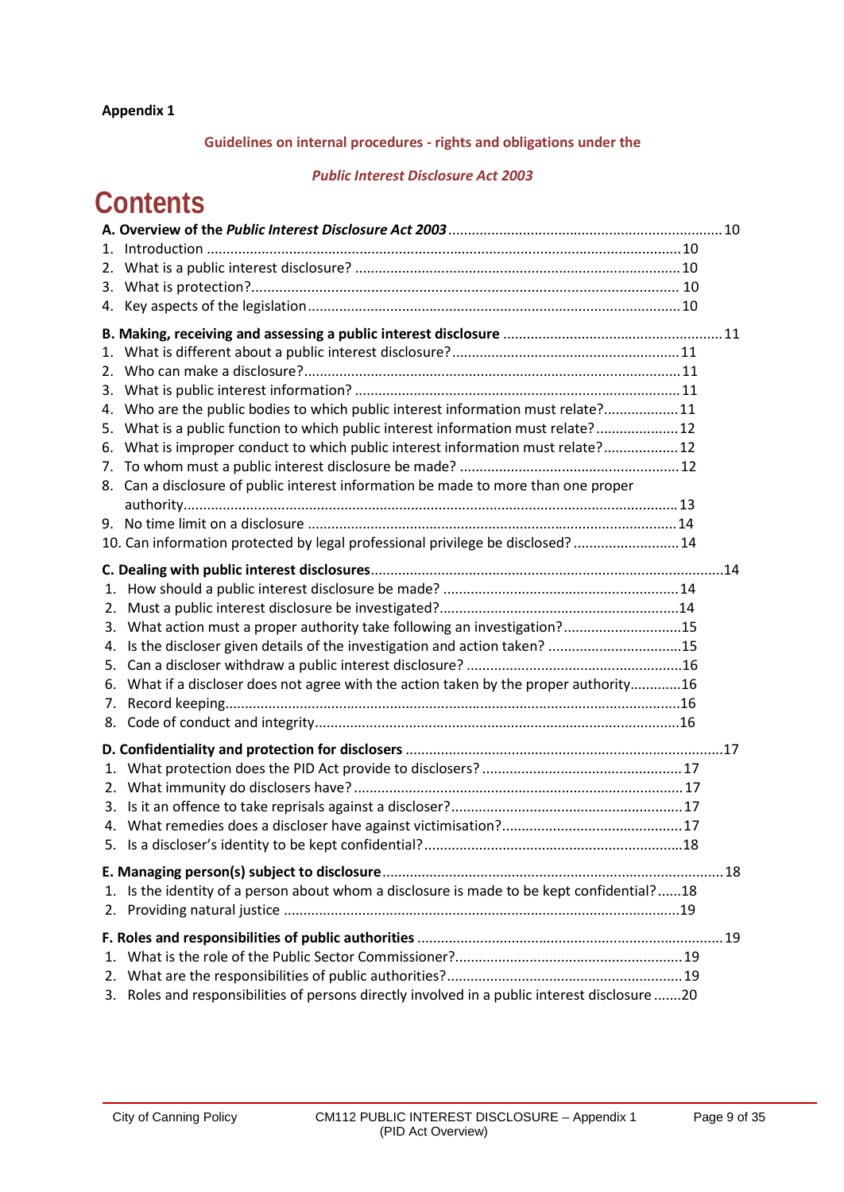**Appendix 1**

**Guidelines on internal procedures - rights and obligations under the**

***Public Interest Disclosure Act 2003***

# Contents

**A. Overview of the *Public Interest Disclosure Act 2003*** ..... 10

1. Introduction ..... 10
2. What is a public interest disclosure? ..... 10
3. What is protection? ..... 10
4. Key aspects of the legislation ..... 10

**B. Making, receiving and assessing a public interest disclosure** ..... 11

1. What is different about a public interest disclosure? ..... 11
2. Who can make a disclosure? ..... 11
3. What is public interest information? ..... 11
4. Who are the public bodies to which public interest information must relate? ..... 11
5. What is a public function to which public interest information must relate? ..... 12
6. What is improper conduct to which public interest information must relate? ..... 12
7. To whom must a public interest disclosure be made? ..... 12
8. Can a disclosure of public interest information be made to more than one proper authority ..... 13
9. No time limit on a disclosure ..... 14
10. Can information protected by legal professional privilege be disclosed? ..... 14

**C. Dealing with public interest disclosures** ..... 14

1. How should a public interest disclosure be made? ..... 14
2. Must a public interest disclosure be investigated? ..... 14
3. What action must a proper authority take following an investigation? ..... 15
4. Is the discloser given details of the investigation and action taken? ..... 15
5. Can a discloser withdraw a public interest disclosure? ..... 16
6. What if a discloser does not agree with the action taken by the proper authority ..... 16
7. Record keeping ..... 16
8. Code of conduct and integrity ..... 16

**D. Confidentiality and protection for disclosers** ..... 17

1. What protection does the PID Act provide to disclosers? ..... 17
2. What immunity do disclosers have? ..... 17
3. Is it an offence to take reprisals against a discloser? ..... 17
4. What remedies does a discloser have against victimisation? ..... 17
5. Is a discloser's identity to be kept confidential? ..... 18

**E. Managing person(s) subject to disclosure** ..... 18

1. Is the identity of a person about whom a disclosure is made to be kept confidential? ..... 18
2. Providing natural justice ..... 19

**F. Roles and responsibilities of public authorities** ..... 19

1. What is the role of the Public Sector Commissioner? ..... 19
2. What are the responsibilities of public authorities? ..... 19
3. Roles and responsibilities of persons directly involved in a public interest disclosure ..... 20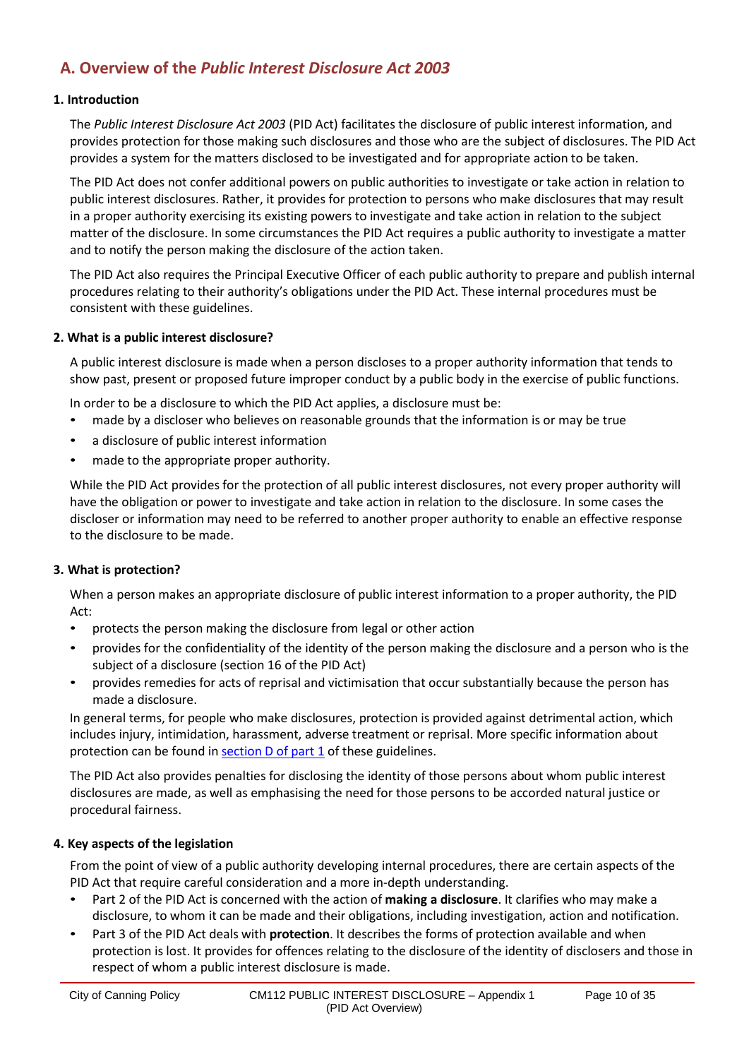## A. Overview of the *Public Interest Disclosure Act 2003*

### 1. Introduction

The *Public Interest Disclosure Act 2003* (PID Act) facilitates the disclosure of public interest information, and provides protection for those making such disclosures and those who are the subject of disclosures. The PID Act provides a system for the matters disclosed to be investigated and for appropriate action to be taken.

The PID Act does not confer additional powers on public authorities to investigate or take action in relation to public interest disclosures. Rather, it provides for protection to persons who make disclosures that may result in a proper authority exercising its existing powers to investigate and take action in relation to the subject matter of the disclosure. In some circumstances the PID Act requires a public authority to investigate a matter and to notify the person making the disclosure of the action taken.

The PID Act also requires the Principal Executive Officer of each public authority to prepare and publish internal procedures relating to their authority's obligations under the PID Act. These internal procedures must be consistent with these guidelines.

### 2. What is a public interest disclosure?

A public interest disclosure is made when a person discloses to a proper authority information that tends to show past, present or proposed future improper conduct by a public body in the exercise of public functions.

In order to be a disclosure to which the PID Act applies, a disclosure must be:

- made by a discloser who believes on reasonable grounds that the information is or may be true
- a disclosure of public interest information
- made to the appropriate proper authority.

While the PID Act provides for the protection of all public interest disclosures, not every proper authority will have the obligation or power to investigate and take action in relation to the disclosure. In some cases the discloser or information may need to be referred to another proper authority to enable an effective response to the disclosure to be made.

### 3. What is protection?

When a person makes an appropriate disclosure of public interest information to a proper authority, the PID Act:

- protects the person making the disclosure from legal or other action
- provides for the confidentiality of the identity of the person making the disclosure and a person who is the subject of a disclosure (section 16 of the PID Act)
- provides remedies for acts of reprisal and victimisation that occur substantially because the person has made a disclosure.

In general terms, for people who make disclosures, protection is provided against detrimental action, which includes injury, intimidation, harassment, adverse treatment or reprisal. More specific information about protection can be found in section D of part 1 of these guidelines.

The PID Act also provides penalties for disclosing the identity of those persons about whom public interest disclosures are made, as well as emphasising the need for those persons to be accorded natural justice or procedural fairness.

### 4. Key aspects of the legislation

From the point of view of a public authority developing internal procedures, there are certain aspects of the PID Act that require careful consideration and a more in-depth understanding.

- Part 2 of the PID Act is concerned with the action of **making a disclosure**. It clarifies who may make a disclosure, to whom it can be made and their obligations, including investigation, action and notification.
- Part 3 of the PID Act deals with **protection**. It describes the forms of protection available and when protection is lost. It provides for offences relating to the disclosure of the identity of disclosers and those in respect of whom a public interest disclosure is made.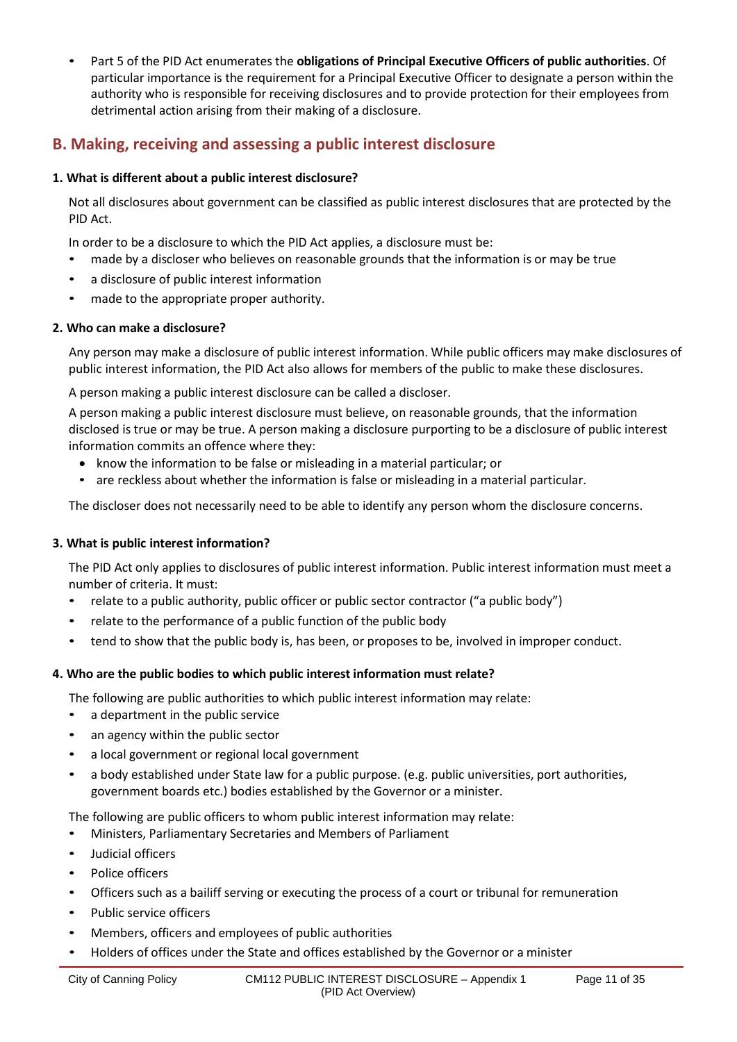- Part 5 of the PID Act enumerates the **obligations of Principal Executive Officers of public authorities**. Of particular importance is the requirement for a Principal Executive Officer to designate a person within the authority who is responsible for receiving disclosures and to provide protection for their employees from detrimental action arising from their making of a disclosure.

## B. Making, receiving and assessing a public interest disclosure

### 1. What is different about a public interest disclosure?

Not all disclosures about government can be classified as public interest disclosures that are protected by the PID Act.

In order to be a disclosure to which the PID Act applies, a disclosure must be:

- made by a discloser who believes on reasonable grounds that the information is or may be true
- a disclosure of public interest information
- made to the appropriate proper authority.

### 2. Who can make a disclosure?

Any person may make a disclosure of public interest information. While public officers may make disclosures of public interest information, the PID Act also allows for members of the public to make these disclosures.

A person making a public interest disclosure can be called a discloser.

A person making a public interest disclosure must believe, on reasonable grounds, that the information disclosed is true or may be true. A person making a disclosure purporting to be a disclosure of public interest information commits an offence where they:

- know the information to be false or misleading in a material particular; or
- are reckless about whether the information is false or misleading in a material particular.

The discloser does not necessarily need to be able to identify any person whom the disclosure concerns.

### 3. What is public interest information?

The PID Act only applies to disclosures of public interest information. Public interest information must meet a number of criteria. It must:

- relate to a public authority, public officer or public sector contractor ("a public body")
- relate to the performance of a public function of the public body
- tend to show that the public body is, has been, or proposes to be, involved in improper conduct.

### 4. Who are the public bodies to which public interest information must relate?

The following are public authorities to which public interest information may relate:

- a department in the public service
- an agency within the public sector
- a local government or regional local government
- a body established under State law for a public purpose. (e.g. public universities, port authorities, government boards etc.) bodies established by the Governor or a minister.

The following are public officers to whom public interest information may relate:

- Ministers, Parliamentary Secretaries and Members of Parliament
- Judicial officers
- Police officers
- Officers such as a bailiff serving or executing the process of a court or tribunal for remuneration
- Public service officers
- Members, officers and employees of public authorities
- Holders of offices under the State and offices established by the Governor or a minister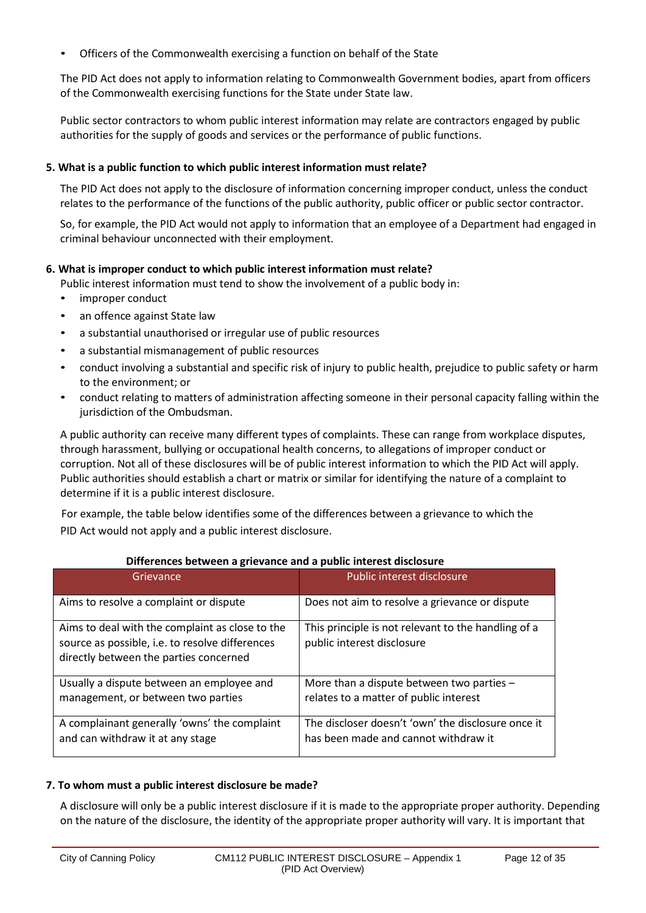- Officers of the Commonwealth exercising a function on behalf of the State

The PID Act does not apply to information relating to Commonwealth Government bodies, apart from officers of the Commonwealth exercising functions for the State under State law.

Public sector contractors to whom public interest information may relate are contractors engaged by public authorities for the supply of goods and services or the performance of public functions.

### 5. What is a public function to which public interest information must relate?

The PID Act does not apply to the disclosure of information concerning improper conduct, unless the conduct relates to the performance of the functions of the public authority, public officer or public sector contractor.

So, for example, the PID Act would not apply to information that an employee of a Department had engaged in criminal behaviour unconnected with their employment.

### 6. What is improper conduct to which public interest information must relate?

Public interest information must tend to show the involvement of a public body in:

- improper conduct
- an offence against State law
- a substantial unauthorised or irregular use of public resources
- a substantial mismanagement of public resources
- conduct involving a substantial and specific risk of injury to public health, prejudice to public safety or harm to the environment; or
- conduct relating to matters of administration affecting someone in their personal capacity falling within the jurisdiction of the Ombudsman.

A public authority can receive many different types of complaints. These can range from workplace disputes, through harassment, bullying or occupational health concerns, to allegations of improper conduct or corruption. Not all of these disclosures will be of public interest information to which the PID Act will apply. Public authorities should establish a chart or matrix or similar for identifying the nature of a complaint to determine if it is a public interest disclosure.

For example, the table below identifies some of the differences between a grievance to which the PID Act would not apply and a public interest disclosure.

**Differences between a grievance and a public interest disclosure**

| Grievance | Public interest disclosure |
|---|---|
| Aims to resolve a complaint or dispute | Does not aim to resolve a grievance or dispute |
| Aims to deal with the complaint as close to the source as possible, i.e. to resolve differences directly between the parties concerned | This principle is not relevant to the handling of a public interest disclosure |
| Usually a dispute between an employee and management, or between two parties | More than a dispute between two parties – relates to a matter of public interest |
| A complainant generally 'owns' the complaint and can withdraw it at any stage | The discloser doesn't 'own' the disclosure once it has been made and cannot withdraw it |

### 7. To whom must a public interest disclosure be made?

A disclosure will only be a public interest disclosure if it is made to the appropriate proper authority. Depending on the nature of the disclosure, the identity of the appropriate proper authority will vary. It is important that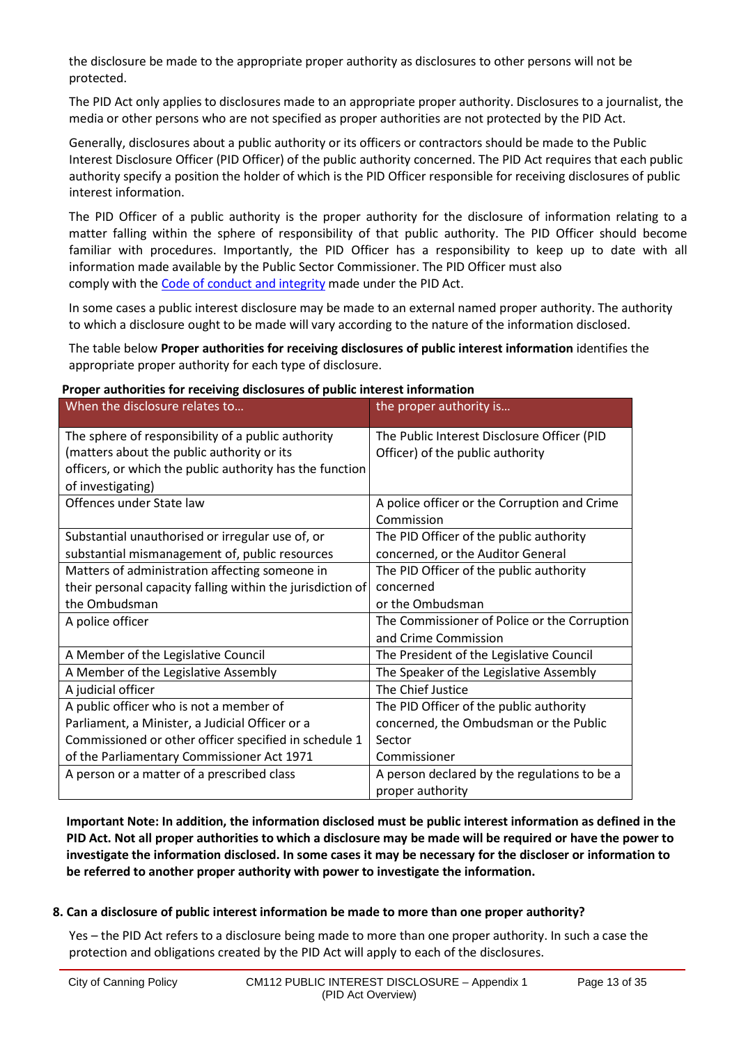the disclosure be made to the appropriate proper authority as disclosures to other persons will not be protected.

The PID Act only applies to disclosures made to an appropriate proper authority. Disclosures to a journalist, the media or other persons who are not specified as proper authorities are not protected by the PID Act.

Generally, disclosures about a public authority or its officers or contractors should be made to the Public Interest Disclosure Officer (PID Officer) of the public authority concerned. The PID Act requires that each public authority specify a position the holder of which is the PID Officer responsible for receiving disclosures of public interest information.

The PID Officer of a public authority is the proper authority for the disclosure of information relating to a matter falling within the sphere of responsibility of that public authority. The PID Officer should become familiar with procedures. Importantly, the PID Officer has a responsibility to keep up to date with all information made available by the Public Sector Commissioner. The PID Officer must also comply with the Code of conduct and integrity made under the PID Act.

In some cases a public interest disclosure may be made to an external named proper authority. The authority to which a disclosure ought to be made will vary according to the nature of the information disclosed.

The table below **Proper authorities for receiving disclosures of public interest information** identifies the appropriate proper authority for each type of disclosure.

**Proper authorities for receiving disclosures of public interest information**

| When the disclosure relates to… | the proper authority is… |
|---|---|
| The sphere of responsibility of a public authority (matters about the public authority or its officers, or which the public authority has the function of investigating) | The Public Interest Disclosure Officer (PID Officer) of the public authority |
| Offences under State law | A police officer or the Corruption and Crime Commission |
| Substantial unauthorised or irregular use of, or substantial mismanagement of, public resources | The PID Officer of the public authority concerned, or the Auditor General |
| Matters of administration affecting someone in their personal capacity falling within the jurisdiction of the Ombudsman | The PID Officer of the public authority concerned or the Ombudsman |
| A police officer | The Commissioner of Police or the Corruption and Crime Commission |
| A Member of the Legislative Council | The President of the Legislative Council |
| A Member of the Legislative Assembly | The Speaker of the Legislative Assembly |
| A judicial officer | The Chief Justice |
| A public officer who is not a member of Parliament, a Minister, a Judicial Officer or a Commissioned or other officer specified in schedule 1 of the Parliamentary Commissioner Act 1971 | The PID Officer of the public authority concerned, the Ombudsman or the Public Sector Commissioner |
| A person or a matter of a prescribed class | A person declared by the regulations to be a proper authority |

**Important Note: In addition, the information disclosed must be public interest information as defined in the PID Act. Not all proper authorities to which a disclosure may be made will be required or have the power to investigate the information disclosed. In some cases it may be necessary for the discloser or information to be referred to another proper authority with power to investigate the information.**

**8. Can a disclosure of public interest information be made to more than one proper authority?**

Yes – the PID Act refers to a disclosure being made to more than one proper authority. In such a case the protection and obligations created by the PID Act will apply to each of the disclosures.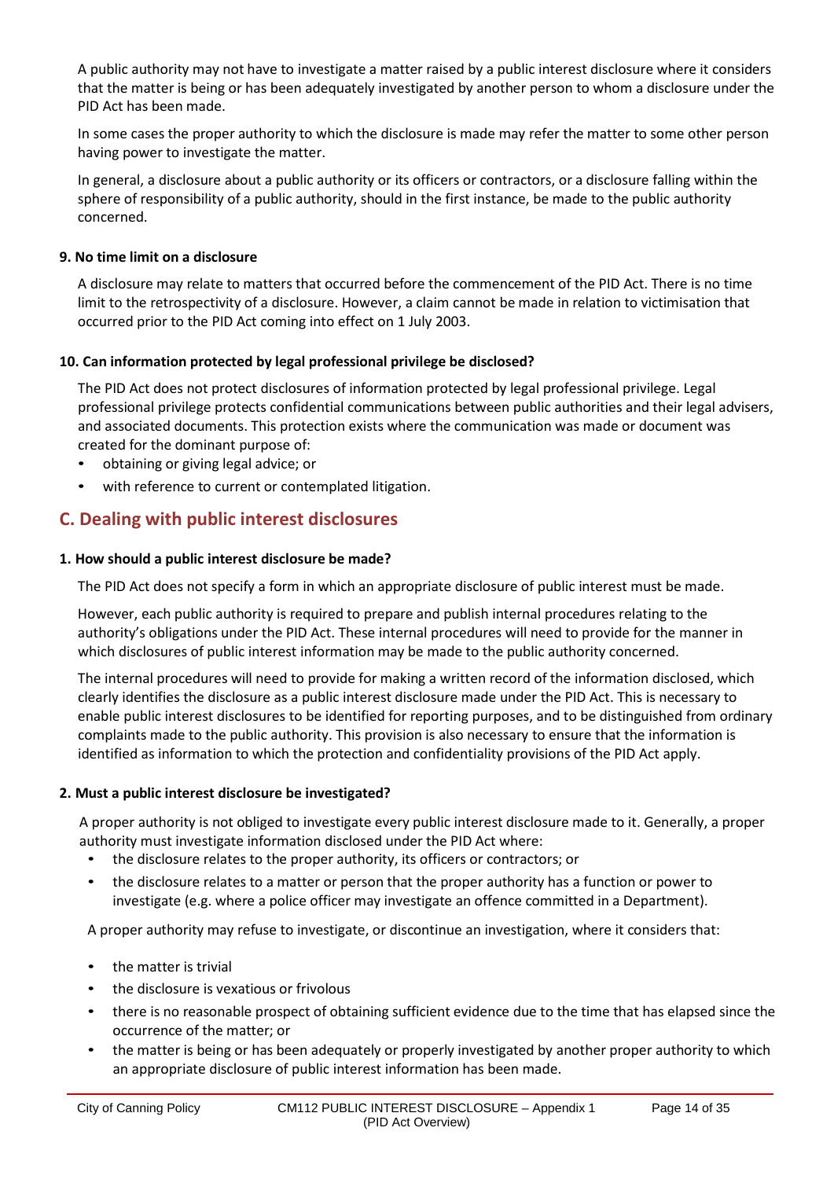A public authority may not have to investigate a matter raised by a public interest disclosure where it considers that the matter is being or has been adequately investigated by another person to whom a disclosure under the PID Act has been made.

In some cases the proper authority to which the disclosure is made may refer the matter to some other person having power to investigate the matter.

In general, a disclosure about a public authority or its officers or contractors, or a disclosure falling within the sphere of responsibility of a public authority, should in the first instance, be made to the public authority concerned.

**9. No time limit on a disclosure**

A disclosure may relate to matters that occurred before the commencement of the PID Act. There is no time limit to the retrospectivity of a disclosure. However, a claim cannot be made in relation to victimisation that occurred prior to the PID Act coming into effect on 1 July 2003.

**10. Can information protected by legal professional privilege be disclosed?**

The PID Act does not protect disclosures of information protected by legal professional privilege. Legal professional privilege protects confidential communications between public authorities and their legal advisers, and associated documents. This protection exists where the communication was made or document was created for the dominant purpose of:

- obtaining or giving legal advice; or
- with reference to current or contemplated litigation.

## C. Dealing with public interest disclosures

**1. How should a public interest disclosure be made?**

The PID Act does not specify a form in which an appropriate disclosure of public interest must be made.

However, each public authority is required to prepare and publish internal procedures relating to the authority's obligations under the PID Act. These internal procedures will need to provide for the manner in which disclosures of public interest information may be made to the public authority concerned.

The internal procedures will need to provide for making a written record of the information disclosed, which clearly identifies the disclosure as a public interest disclosure made under the PID Act. This is necessary to enable public interest disclosures to be identified for reporting purposes, and to be distinguished from ordinary complaints made to the public authority. This provision is also necessary to ensure that the information is identified as information to which the protection and confidentiality provisions of the PID Act apply.

**2. Must a public interest disclosure be investigated?**

A proper authority is not obliged to investigate every public interest disclosure made to it. Generally, a proper authority must investigate information disclosed under the PID Act where:

- the disclosure relates to the proper authority, its officers or contractors; or
- the disclosure relates to a matter or person that the proper authority has a function or power to investigate (e.g. where a police officer may investigate an offence committed in a Department).

A proper authority may refuse to investigate, or discontinue an investigation, where it considers that:

- the matter is trivial
- the disclosure is vexatious or frivolous
- there is no reasonable prospect of obtaining sufficient evidence due to the time that has elapsed since the occurrence of the matter; or
- the matter is being or has been adequately or properly investigated by another proper authority to which an appropriate disclosure of public interest information has been made.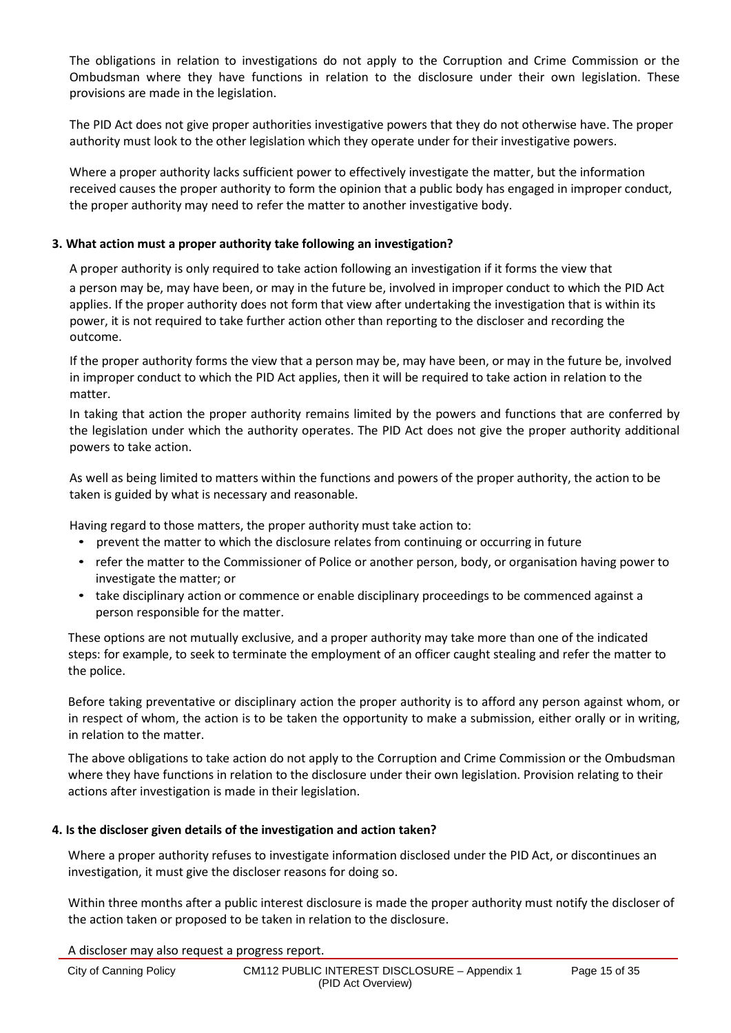The obligations in relation to investigations do not apply to the Corruption and Crime Commission or the Ombudsman where they have functions in relation to the disclosure under their own legislation. These provisions are made in the legislation.

The PID Act does not give proper authorities investigative powers that they do not otherwise have. The proper authority must look to the other legislation which they operate under for their investigative powers.

Where a proper authority lacks sufficient power to effectively investigate the matter, but the information received causes the proper authority to form the opinion that a public body has engaged in improper conduct, the proper authority may need to refer the matter to another investigative body.

**3. What action must a proper authority take following an investigation?**

A proper authority is only required to take action following an investigation if it forms the view that a person may be, may have been, or may in the future be, involved in improper conduct to which the PID Act applies. If the proper authority does not form that view after undertaking the investigation that is within its power, it is not required to take further action other than reporting to the discloser and recording the outcome.

If the proper authority forms the view that a person may be, may have been, or may in the future be, involved in improper conduct to which the PID Act applies, then it will be required to take action in relation to the matter.

In taking that action the proper authority remains limited by the powers and functions that are conferred by the legislation under which the authority operates. The PID Act does not give the proper authority additional powers to take action.

As well as being limited to matters within the functions and powers of the proper authority, the action to be taken is guided by what is necessary and reasonable.

Having regard to those matters, the proper authority must take action to:

- prevent the matter to which the disclosure relates from continuing or occurring in future
- refer the matter to the Commissioner of Police or another person, body, or organisation having power to investigate the matter; or
- take disciplinary action or commence or enable disciplinary proceedings to be commenced against a person responsible for the matter.

These options are not mutually exclusive, and a proper authority may take more than one of the indicated steps: for example, to seek to terminate the employment of an officer caught stealing and refer the matter to the police.

Before taking preventative or disciplinary action the proper authority is to afford any person against whom, or in respect of whom, the action is to be taken the opportunity to make a submission, either orally or in writing, in relation to the matter.

The above obligations to take action do not apply to the Corruption and Crime Commission or the Ombudsman where they have functions in relation to the disclosure under their own legislation. Provision relating to their actions after investigation is made in their legislation.

**4. Is the discloser given details of the investigation and action taken?**

Where a proper authority refuses to investigate information disclosed under the PID Act, or discontinues an investigation, it must give the discloser reasons for doing so.

Within three months after a public interest disclosure is made the proper authority must notify the discloser of the action taken or proposed to be taken in relation to the disclosure.

A discloser may also request a progress report.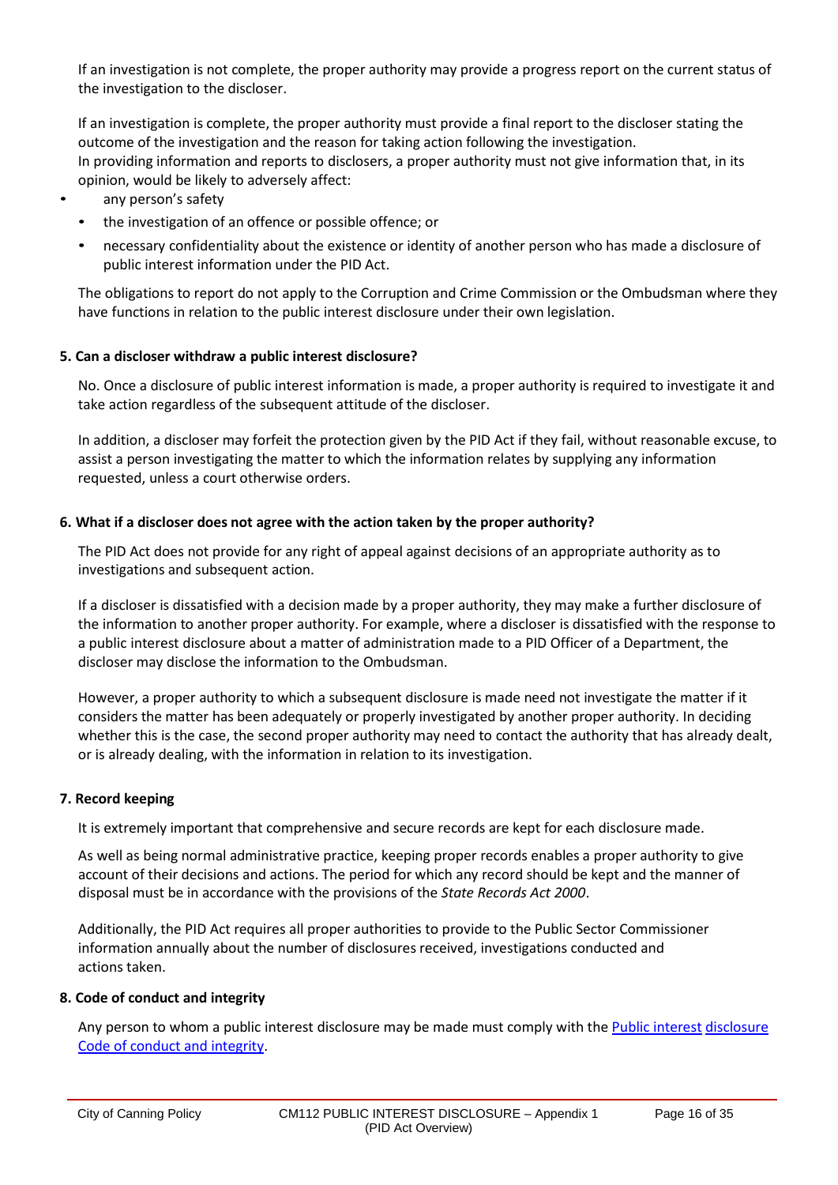If an investigation is not complete, the proper authority may provide a progress report on the current status of the investigation to the discloser.

If an investigation is complete, the proper authority must provide a final report to the discloser stating the outcome of the investigation and the reason for taking action following the investigation.
In providing information and reports to disclosers, a proper authority must not give information that, in its opinion, would be likely to adversely affect:

- any person's safety
- the investigation of an offence or possible offence; or
- necessary confidentiality about the existence or identity of another person who has made a disclosure of public interest information under the PID Act.

The obligations to report do not apply to the Corruption and Crime Commission or the Ombudsman where they have functions in relation to the public interest disclosure under their own legislation.

**5. Can a discloser withdraw a public interest disclosure?**

No. Once a disclosure of public interest information is made, a proper authority is required to investigate it and take action regardless of the subsequent attitude of the discloser.

In addition, a discloser may forfeit the protection given by the PID Act if they fail, without reasonable excuse, to assist a person investigating the matter to which the information relates by supplying any information requested, unless a court otherwise orders.

**6. What if a discloser does not agree with the action taken by the proper authority?**

The PID Act does not provide for any right of appeal against decisions of an appropriate authority as to investigations and subsequent action.

If a discloser is dissatisfied with a decision made by a proper authority, they may make a further disclosure of the information to another proper authority. For example, where a discloser is dissatisfied with the response to a public interest disclosure about a matter of administration made to a PID Officer of a Department, the discloser may disclose the information to the Ombudsman.

However, a proper authority to which a subsequent disclosure is made need not investigate the matter if it considers the matter has been adequately or properly investigated by another proper authority. In deciding whether this is the case, the second proper authority may need to contact the authority that has already dealt, or is already dealing, with the information in relation to its investigation.

**7. Record keeping**

It is extremely important that comprehensive and secure records are kept for each disclosure made.

As well as being normal administrative practice, keeping proper records enables a proper authority to give account of their decisions and actions. The period for which any record should be kept and the manner of disposal must be in accordance with the provisions of the *State Records Act 2000*.

Additionally, the PID Act requires all proper authorities to provide to the Public Sector Commissioner information annually about the number of disclosures received, investigations conducted and actions taken.

**8. Code of conduct and integrity**

Any person to whom a public interest disclosure may be made must comply with the [Public interest disclosure Code of conduct and integrity](Public interest disclosure Code of conduct and integrity).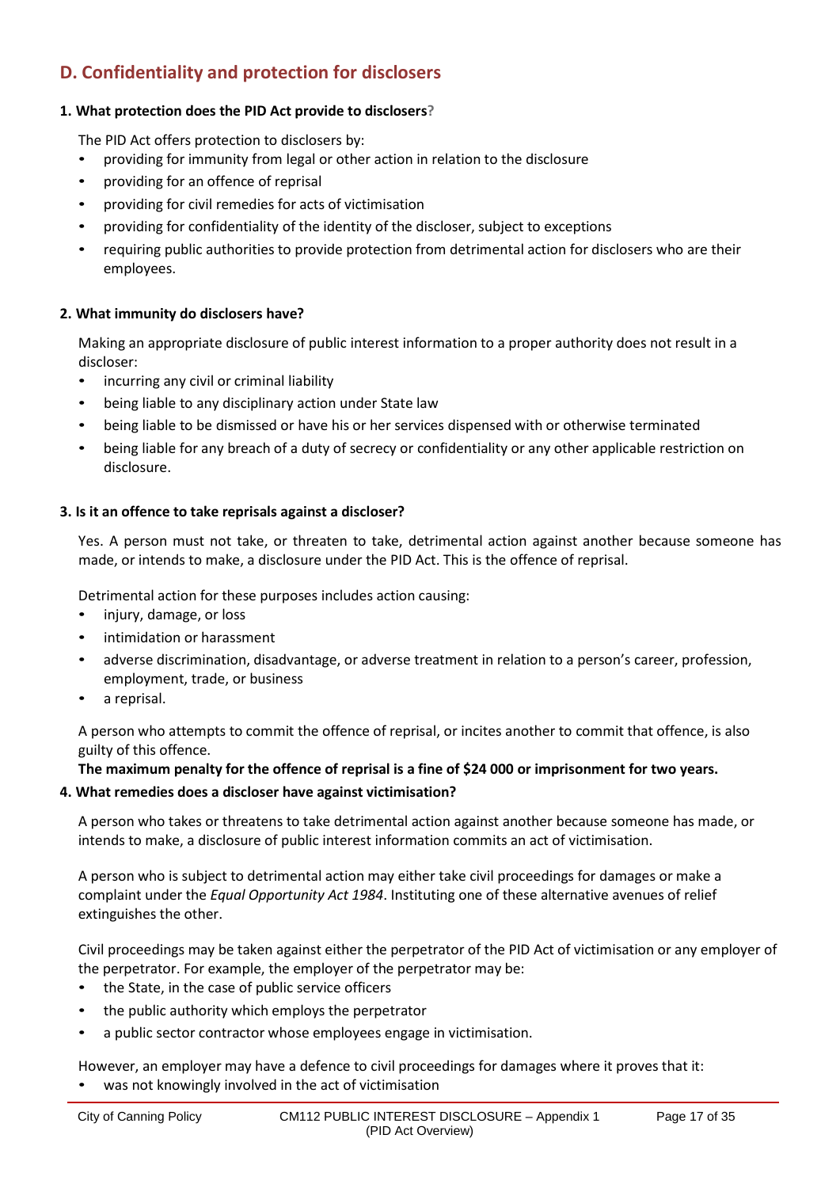## D. Confidentiality and protection for disclosers

### 1. What protection does the PID Act provide to disclosers?

The PID Act offers protection to disclosers by:

- providing for immunity from legal or other action in relation to the disclosure
- providing for an offence of reprisal
- providing for civil remedies for acts of victimisation
- providing for confidentiality of the identity of the discloser, subject to exceptions
- requiring public authorities to provide protection from detrimental action for disclosers who are their employees.

### 2. What immunity do disclosers have?

Making an appropriate disclosure of public interest information to a proper authority does not result in a discloser:

- incurring any civil or criminal liability
- being liable to any disciplinary action under State law
- being liable to be dismissed or have his or her services dispensed with or otherwise terminated
- being liable for any breach of a duty of secrecy or confidentiality or any other applicable restriction on disclosure.

### 3. Is it an offence to take reprisals against a discloser?

Yes. A person must not take, or threaten to take, detrimental action against another because someone has made, or intends to make, a disclosure under the PID Act. This is the offence of reprisal.

Detrimental action for these purposes includes action causing:

- injury, damage, or loss
- intimidation or harassment
- adverse discrimination, disadvantage, or adverse treatment in relation to a person's career, profession, employment, trade, or business
- a reprisal.

A person who attempts to commit the offence of reprisal, or incites another to commit that offence, is also guilty of this offence.

**The maximum penalty for the offence of reprisal is a fine of $24 000 or imprisonment for two years.**

### 4. What remedies does a discloser have against victimisation?

A person who takes or threatens to take detrimental action against another because someone has made, or intends to make, a disclosure of public interest information commits an act of victimisation.

A person who is subject to detrimental action may either take civil proceedings for damages or make a complaint under the *Equal Opportunity Act 1984*. Instituting one of these alternative avenues of relief extinguishes the other.

Civil proceedings may be taken against either the perpetrator of the PID Act of victimisation or any employer of the perpetrator. For example, the employer of the perpetrator may be:

- the State, in the case of public service officers
- the public authority which employs the perpetrator
- a public sector contractor whose employees engage in victimisation.

However, an employer may have a defence to civil proceedings for damages where it proves that it:

- was not knowingly involved in the act of victimisation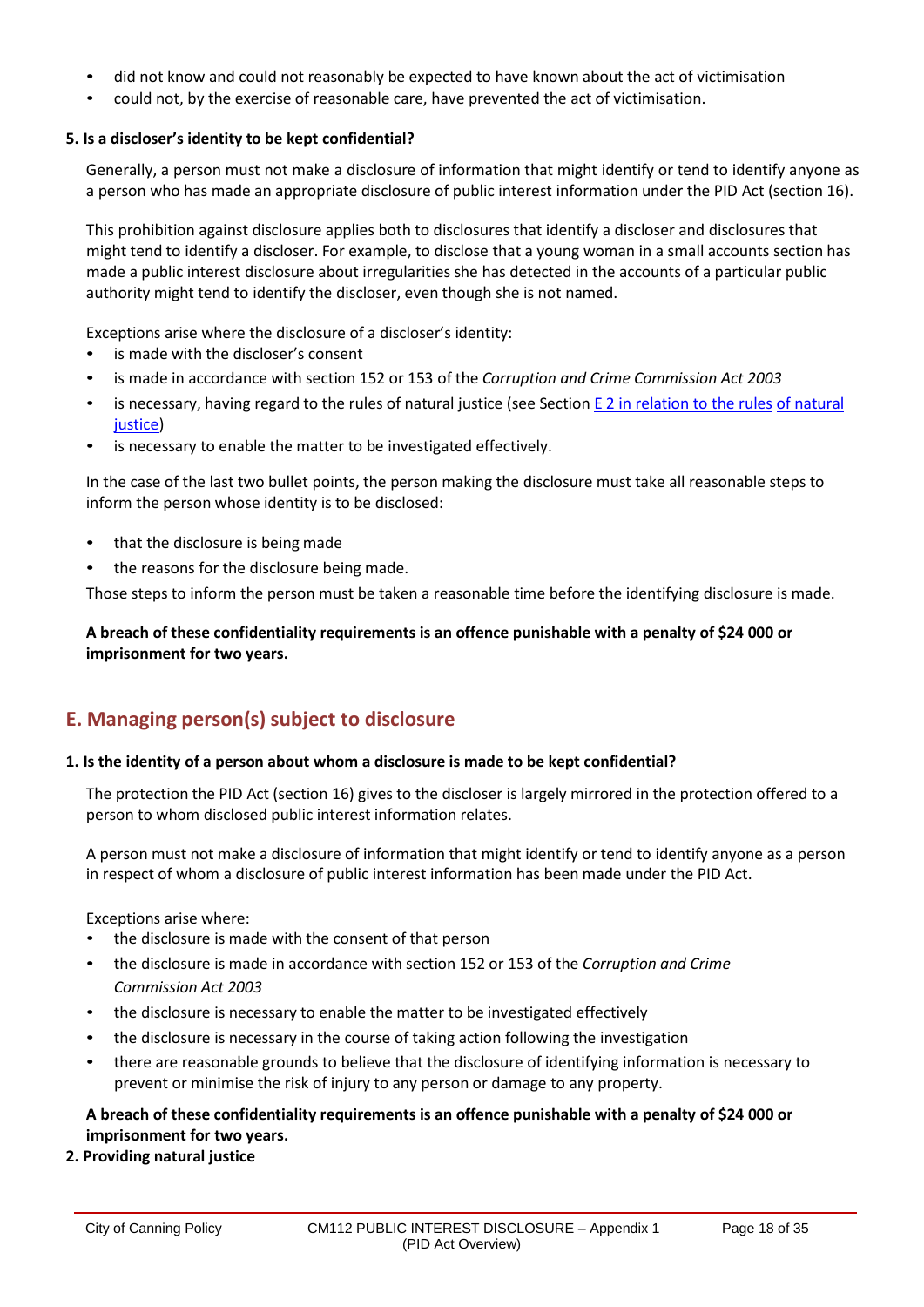- did not know and could not reasonably be expected to have known about the act of victimisation
- could not, by the exercise of reasonable care, have prevented the act of victimisation.

**5. Is a discloser's identity to be kept confidential?**

Generally, a person must not make a disclosure of information that might identify or tend to identify anyone as a person who has made an appropriate disclosure of public interest information under the PID Act (section 16).

This prohibition against disclosure applies both to disclosures that identify a discloser and disclosures that might tend to identify a discloser. For example, to disclose that a young woman in a small accounts section has made a public interest disclosure about irregularities she has detected in the accounts of a particular public authority might tend to identify the discloser, even though she is not named.

Exceptions arise where the disclosure of a discloser's identity:

- is made with the discloser's consent
- is made in accordance with section 152 or 153 of the *Corruption and Crime Commission Act 2003*
- is necessary, having regard to the rules of natural justice (see Section E 2 in relation to the rules of natural justice)
- is necessary to enable the matter to be investigated effectively.

In the case of the last two bullet points, the person making the disclosure must take all reasonable steps to inform the person whose identity is to be disclosed:

- that the disclosure is being made
- the reasons for the disclosure being made.

Those steps to inform the person must be taken a reasonable time before the identifying disclosure is made.

**A breach of these confidentiality requirements is an offence punishable with a penalty of $24 000 or imprisonment for two years.**

## E. Managing person(s) subject to disclosure

**1. Is the identity of a person about whom a disclosure is made to be kept confidential?**

The protection the PID Act (section 16) gives to the discloser is largely mirrored in the protection offered to a person to whom disclosed public interest information relates.

A person must not make a disclosure of information that might identify or tend to identify anyone as a person in respect of whom a disclosure of public interest information has been made under the PID Act.

Exceptions arise where:

- the disclosure is made with the consent of that person
- the disclosure is made in accordance with section 152 or 153 of the *Corruption and Crime Commission Act 2003*
- the disclosure is necessary to enable the matter to be investigated effectively
- the disclosure is necessary in the course of taking action following the investigation
- there are reasonable grounds to believe that the disclosure of identifying information is necessary to prevent or minimise the risk of injury to any person or damage to any property.

**A breach of these confidentiality requirements is an offence punishable with a penalty of $24 000 or imprisonment for two years.**

**2. Providing natural justice**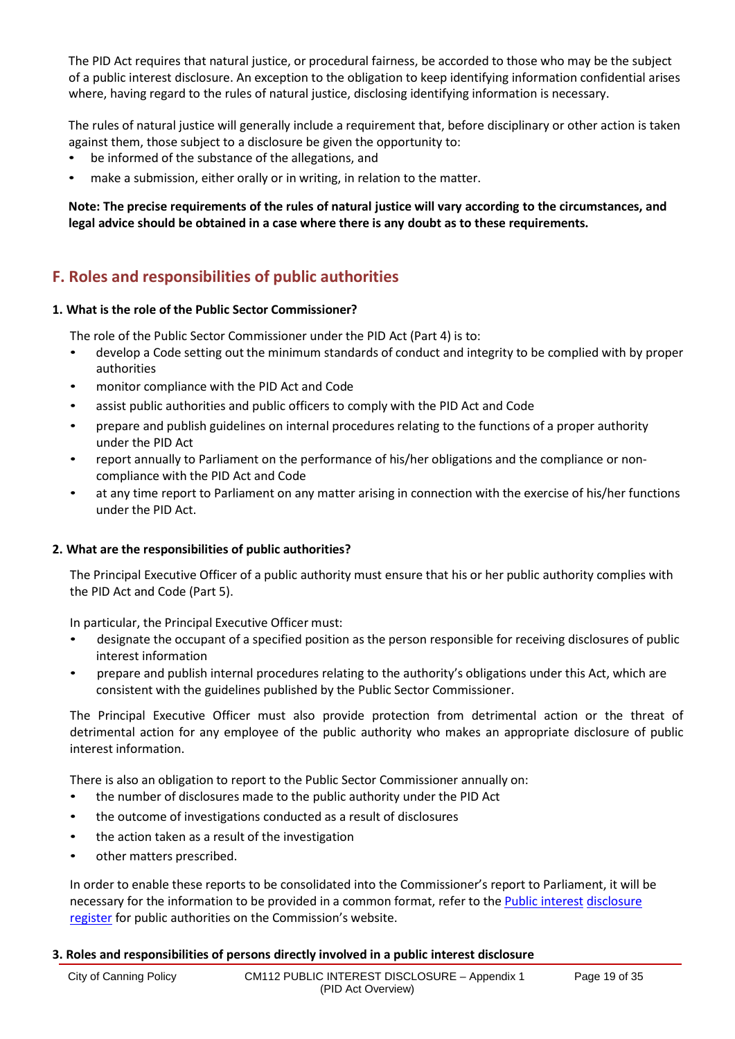The PID Act requires that natural justice, or procedural fairness, be accorded to those who may be the subject of a public interest disclosure. An exception to the obligation to keep identifying information confidential arises where, having regard to the rules of natural justice, disclosing identifying information is necessary.

The rules of natural justice will generally include a requirement that, before disciplinary or other action is taken against them, those subject to a disclosure be given the opportunity to:

- be informed of the substance of the allegations, and
- make a submission, either orally or in writing, in relation to the matter.

**Note: The precise requirements of the rules of natural justice will vary according to the circumstances, and legal advice should be obtained in a case where there is any doubt as to these requirements.**

## F. Roles and responsibilities of public authorities

### 1. What is the role of the Public Sector Commissioner?

The role of the Public Sector Commissioner under the PID Act (Part 4) is to:

- develop a Code setting out the minimum standards of conduct and integrity to be complied with by proper authorities
- monitor compliance with the PID Act and Code
- assist public authorities and public officers to comply with the PID Act and Code
- prepare and publish guidelines on internal procedures relating to the functions of a proper authority under the PID Act
- report annually to Parliament on the performance of his/her obligations and the compliance or non-compliance with the PID Act and Code
- at any time report to Parliament on any matter arising in connection with the exercise of his/her functions under the PID Act.

### 2. What are the responsibilities of public authorities?

The Principal Executive Officer of a public authority must ensure that his or her public authority complies with the PID Act and Code (Part 5).

In particular, the Principal Executive Officer must:

- designate the occupant of a specified position as the person responsible for receiving disclosures of public interest information
- prepare and publish internal procedures relating to the authority's obligations under this Act, which are consistent with the guidelines published by the Public Sector Commissioner.

The Principal Executive Officer must also provide protection from detrimental action or the threat of detrimental action for any employee of the public authority who makes an appropriate disclosure of public interest information.

There is also an obligation to report to the Public Sector Commissioner annually on:

- the number of disclosures made to the public authority under the PID Act
- the outcome of investigations conducted as a result of disclosures
- the action taken as a result of the investigation
- other matters prescribed.

In order to enable these reports to be consolidated into the Commissioner's report to Parliament, it will be necessary for the information to be provided in a common format, refer to the Public interest disclosure register for public authorities on the Commission's website.

### 3. Roles and responsibilities of persons directly involved in a public interest disclosure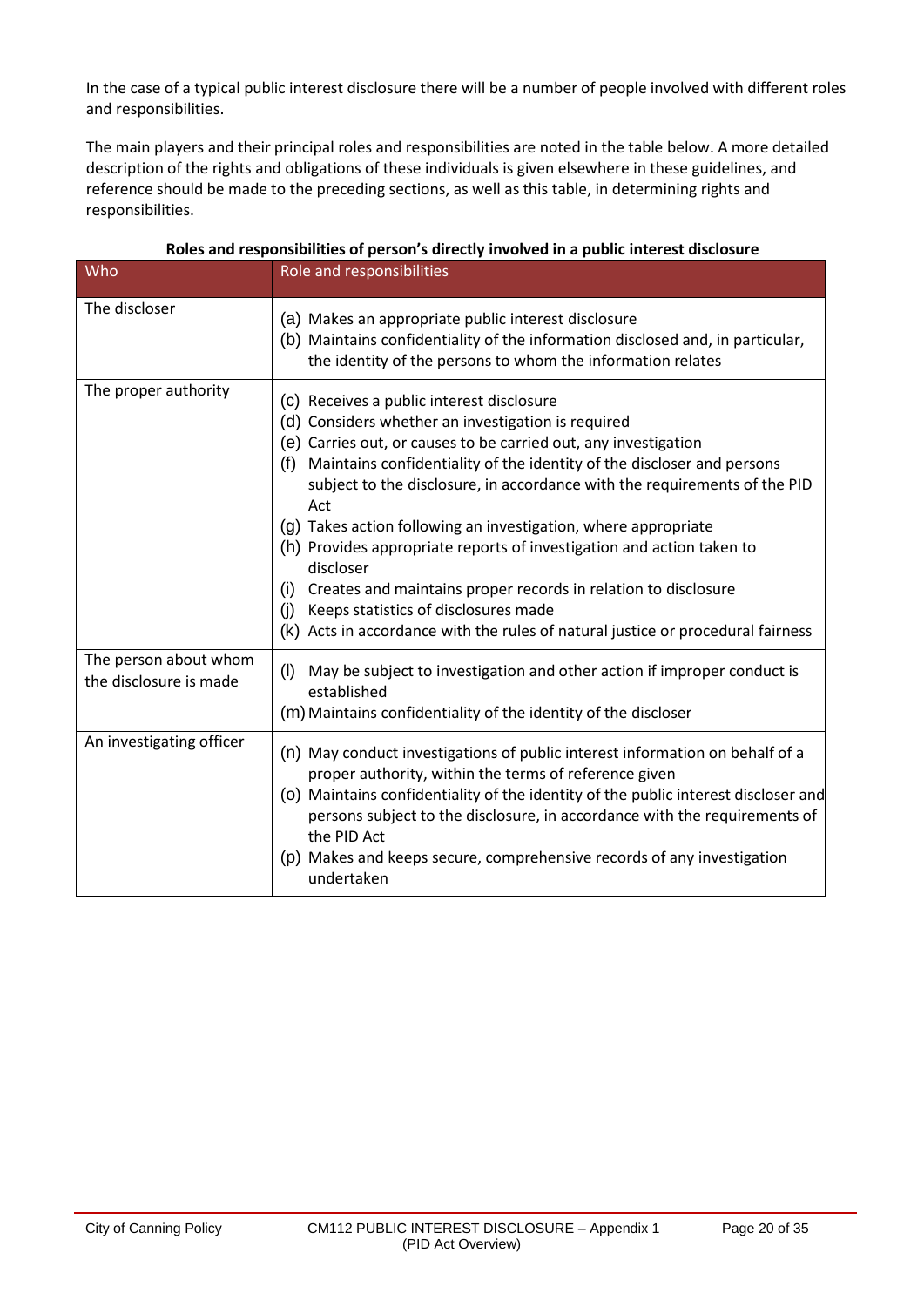In the case of a typical public interest disclosure there will be a number of people involved with different roles and responsibilities.

The main players and their principal roles and responsibilities are noted in the table below. A more detailed description of the rights and obligations of these individuals is given elsewhere in these guidelines, and reference should be made to the preceding sections, as well as this table, in determining rights and responsibilities.

**Roles and responsibilities of person's directly involved in a public interest disclosure**

| Who | Role and responsibilities |
|---|---|
| The discloser | (a) Makes an appropriate public interest disclosure<br>(b) Maintains confidentiality of the information disclosed and, in particular, the identity of the persons to whom the information relates |
| The proper authority | (c) Receives a public interest disclosure<br>(d) Considers whether an investigation is required<br>(e) Carries out, or causes to be carried out, any investigation<br>(f) Maintains confidentiality of the identity of the discloser and persons subject to the disclosure, in accordance with the requirements of the PID Act<br>(g) Takes action following an investigation, where appropriate<br>(h) Provides appropriate reports of investigation and action taken to discloser<br>(i) Creates and maintains proper records in relation to disclosure<br>(j) Keeps statistics of disclosures made<br>(k) Acts in accordance with the rules of natural justice or procedural fairness |
| The person about whom the disclosure is made | (l) May be subject to investigation and other action if improper conduct is established<br>(m) Maintains confidentiality of the identity of the discloser |
| An investigating officer | (n) May conduct investigations of public interest information on behalf of a proper authority, within the terms of reference given<br>(o) Maintains confidentiality of the identity of the public interest discloser and persons subject to the disclosure, in accordance with the requirements of the PID Act<br>(p) Makes and keeps secure, comprehensive records of any investigation undertaken |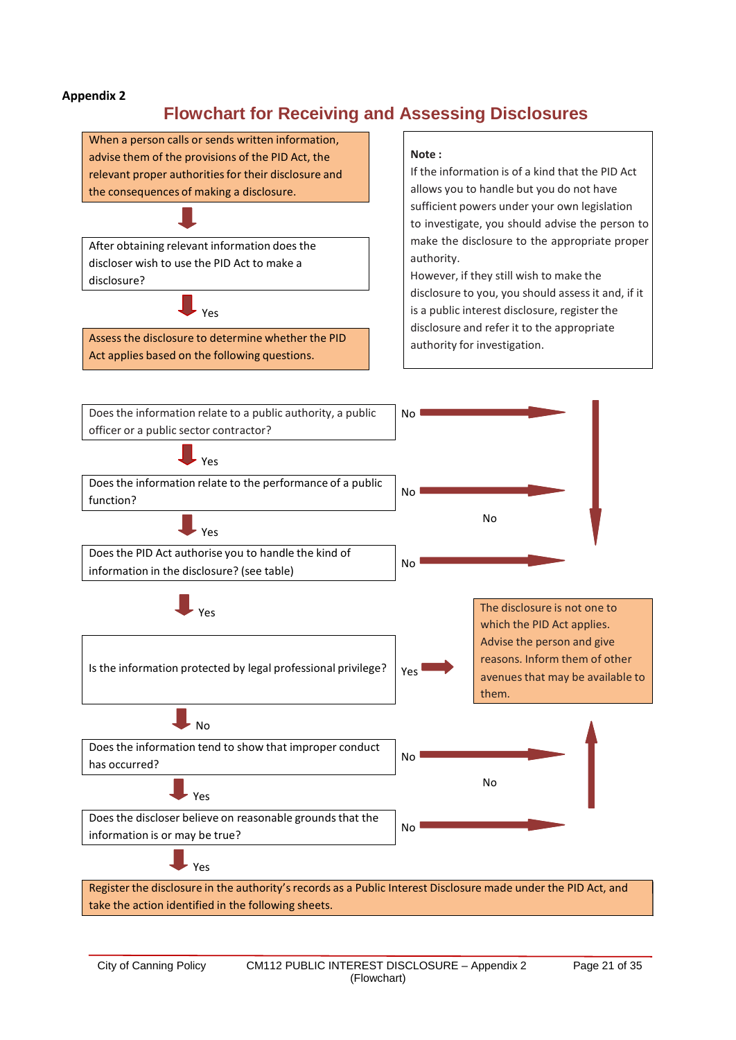**Appendix 2**

## Flowchart for Receiving and Assessing Disclosures

When a person calls or sends written information, advise them of the provisions of the PID Act, the relevant proper authorities for their disclosure and the consequences of making a disclosure.

↓

After obtaining relevant information does the discloser wish to use the PID Act to make a disclosure?

↓ Yes

Assess the disclosure to determine whether the PID Act applies based on the following questions.

**Note :**
If the information is of a kind that the PID Act allows you to handle but you do not have sufficient powers under your own legislation to investigate, you should advise the person to make the disclosure to the appropriate proper authority.
However, if they still wish to make the disclosure to you, you should assess it and, if it is a public interest disclosure, register the disclosure and refer it to the appropriate authority for investigation.

Does the information relate to a public authority, a public officer or a public sector contractor? — No → The disclosure is not one to which the PID Act applies.

↓ Yes

Does the information relate to the performance of a public function? — No → The disclosure is not one to which the PID Act applies.

↓ Yes

Does the PID Act authorise you to handle the kind of information in the disclosure? (see table) — No → The disclosure is not one to which the PID Act applies.

↓ Yes

Is the information protected by legal professional privilege? — Yes → The disclosure is not one to which the PID Act applies.

**The disclosure is not one to which the PID Act applies. Advise the person and give reasons. Inform them of other avenues that may be available to them.**

↓ No

Does the information tend to show that improper conduct has occurred? — No → The disclosure is not one to which the PID Act applies.

↓ Yes

Does the discloser believe on reasonable grounds that the information is or may be true? — No → The disclosure is not one to which the PID Act applies.

↓ Yes

Register the disclosure in the authority's records as a Public Interest Disclosure made under the PID Act, and take the action identified in the following sheets.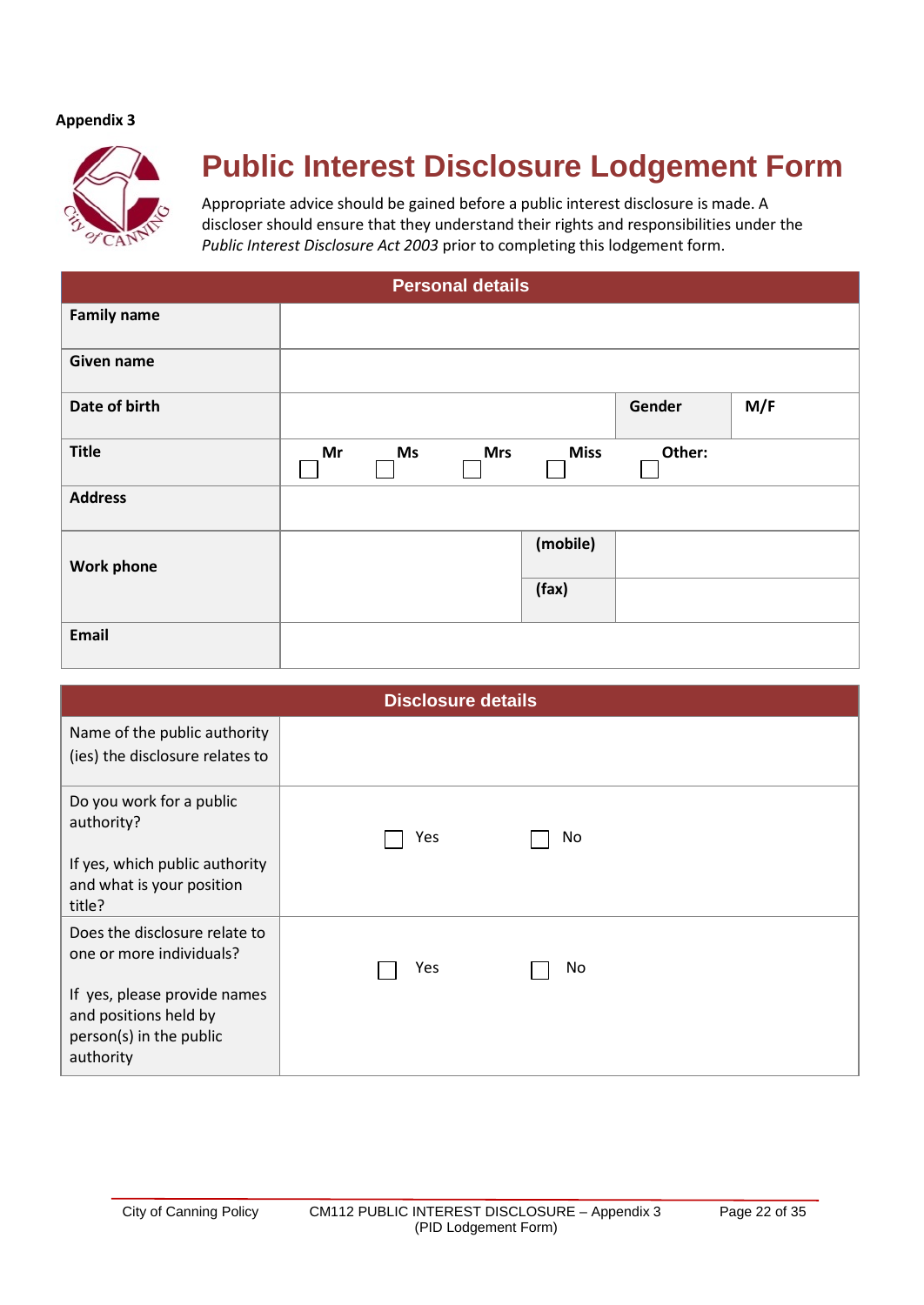**Appendix 3**

# Public Interest Disclosure Lodgement Form

Appropriate advice should be gained before a public interest disclosure is made. A discloser should ensure that they understand their rights and responsibilities under the *Public Interest Disclosure Act 2003* prior to completing this lodgement form.

| Personal details | | | |
|---|---|---|---|
| **Family name** | | | |
| **Given name** | | | |
| **Date of birth** | | **Gender** | **M/F** |
| **Title** | ☐ **Mr** ☐ **Ms** ☐ **Mrs** ☐ **Miss** ☐ **Other:** | | |
| **Address** | | | |
| **Work phone** | | **(mobile)** | |
| | | **(fax)** | |
| **Email** | | | |

| Disclosure details | |
|---|---|
| Name of the public authority (ies) the disclosure relates to | |
| Do you work for a public authority?<br><br>If yes, which public authority and what is your position title? | ☐ Yes ☐ No |
| Does the disclosure relate to one or more individuals?<br><br>If yes, please provide names and positions held by person(s) in the public authority | ☐ Yes ☐ No |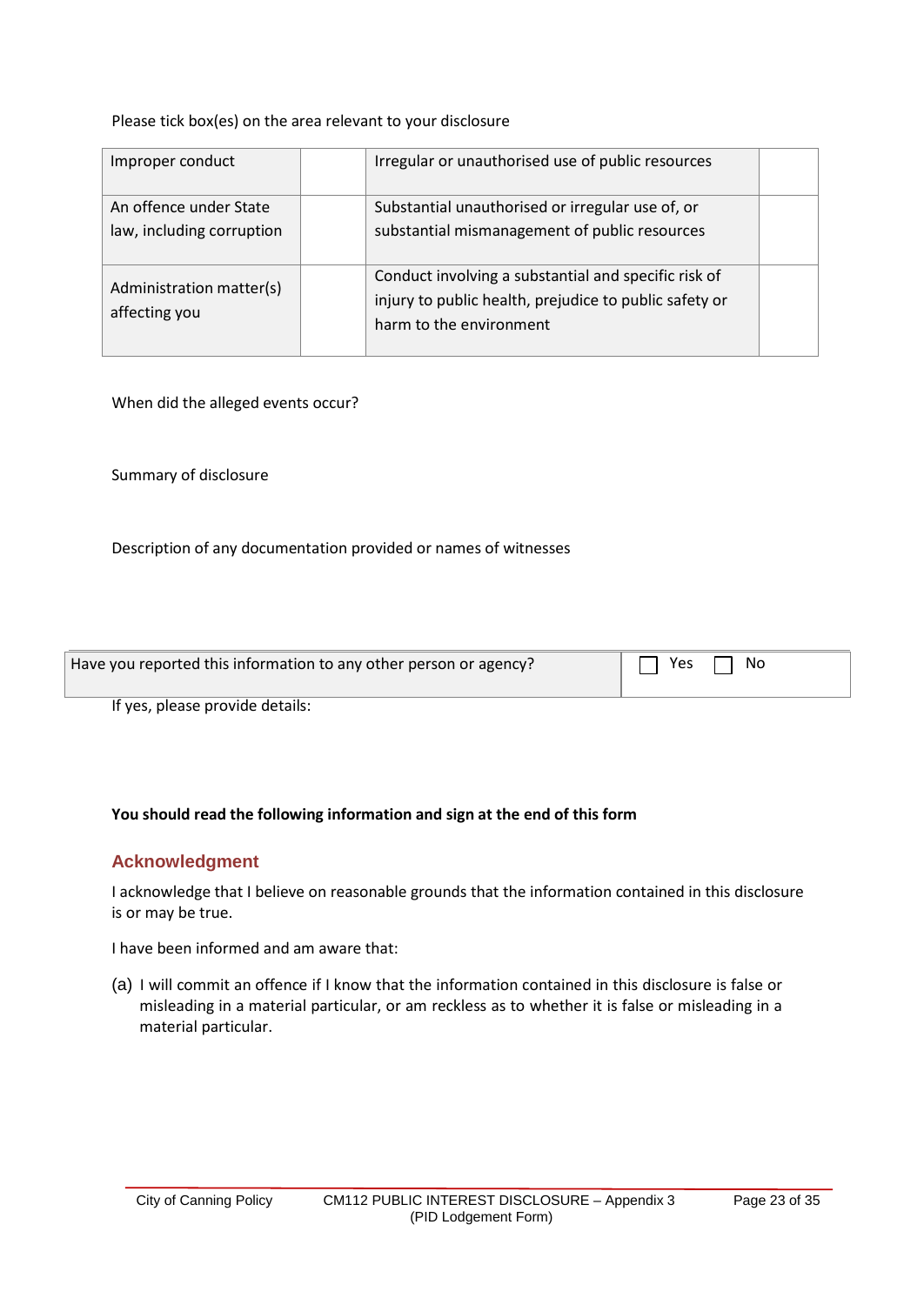Please tick box(es) on the area relevant to your disclosure

| Improper conduct | | Irregular or unauthorised use of public resources | |
|---|---|---|---|
| An offence under State law, including corruption | | Substantial unauthorised or irregular use of, or substantial mismanagement of public resources | |
| Administration matter(s) affecting you | | Conduct involving a substantial and specific risk of injury to public health, prejudice to public safety or harm to the environment | |

When did the alleged events occur?

Summary of disclosure

Description of any documentation provided or names of witnesses

| Have you reported this information to any other person or agency? | ☐ Yes ☐ No |
|---|---|

If yes, please provide details:

**You should read the following information and sign at the end of this form**

## Acknowledgment

I acknowledge that I believe on reasonable grounds that the information contained in this disclosure is or may be true.

I have been informed and am aware that:

(a) I will commit an offence if I know that the information contained in this disclosure is false or misleading in a material particular, or am reckless as to whether it is false or misleading in a material particular.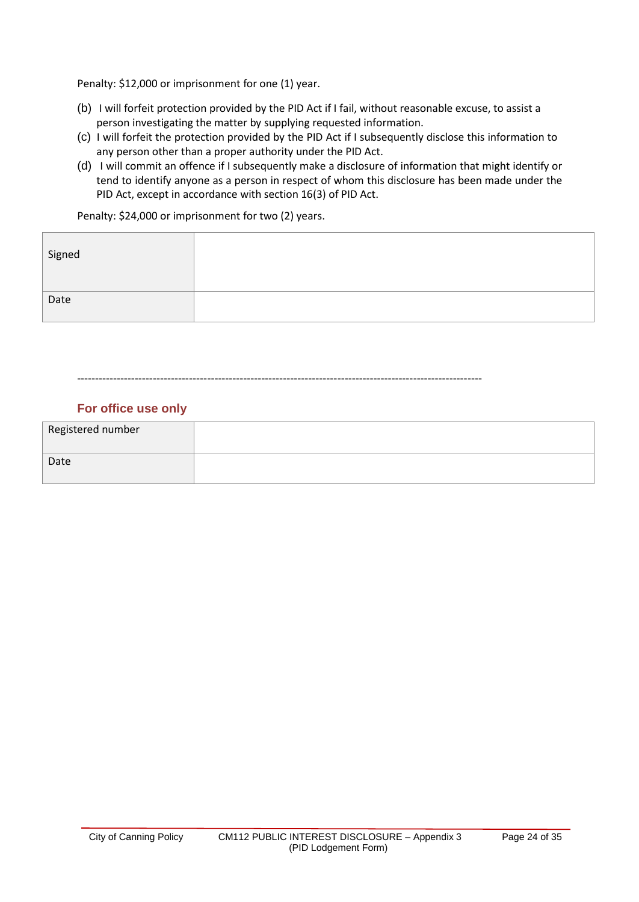Penalty: $12,000 or imprisonment for one (1) year.

(b) I will forfeit protection provided by the PID Act if I fail, without reasonable excuse, to assist a person investigating the matter by supplying requested information.

(c) I will forfeit the protection provided by the PID Act if I subsequently disclose this information to any person other than a proper authority under the PID Act.

(d) I will commit an offence if I subsequently make a disclosure of information that might identify or tend to identify anyone as a person in respect of whom this disclosure has been made under the PID Act, except in accordance with section 16(3) of PID Act.

Penalty: $24,000 or imprisonment for two (2) years.

| Signed | |
|---|---|
| Date | |

---------------------------------------------------------------------------------------------------------------

## For office use only

| Registered number | |
|---|---|
| Date | |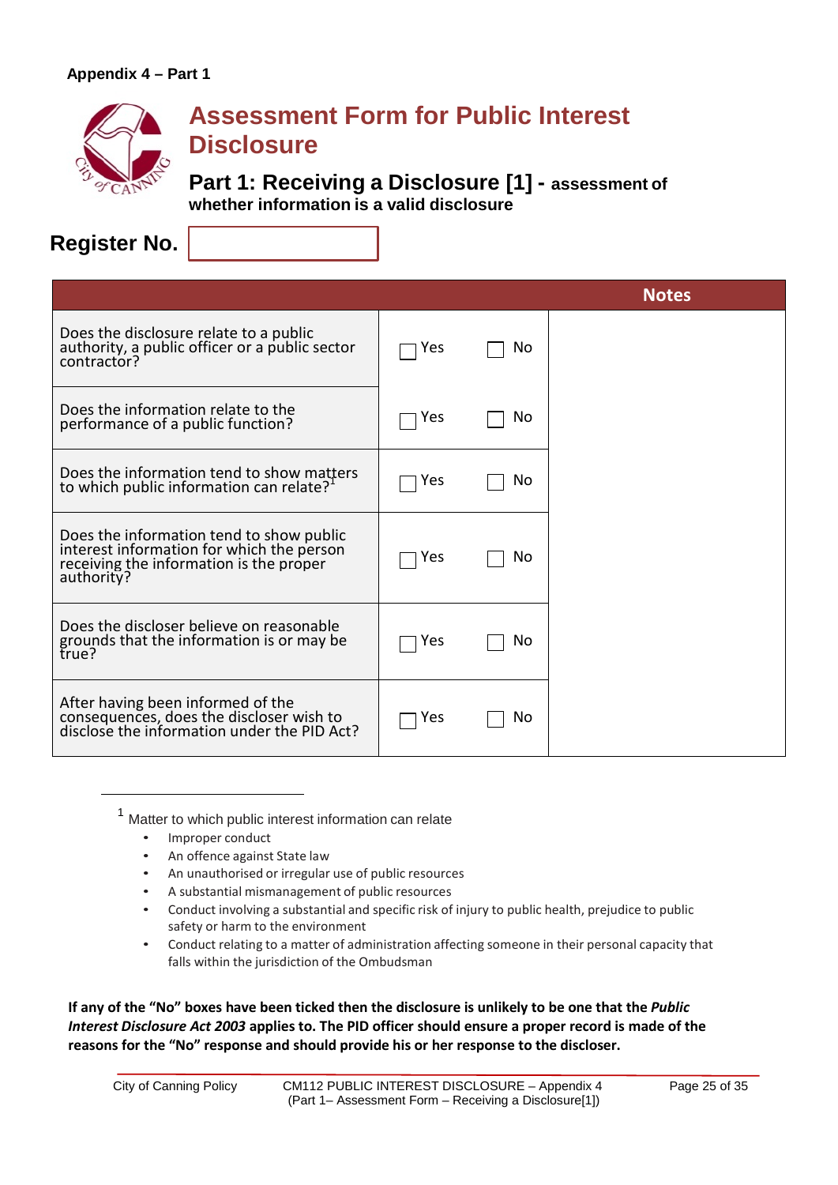Appendix 4 – Part 1

# Assessment Form for Public Interest Disclosure

## Part 1: Receiving a Disclosure [1] - assessment of whether information is a valid disclosure

**Register No.**

| | | | Notes |
|---|---|---|---|
| Does the disclosure relate to a public authority, a public officer or a public sector contractor? | ☐ Yes | ☐ No | |
| Does the information relate to the performance of a public function? | ☐ Yes | ☐ No | |
| Does the information tend to show matters to which public information can relate?[1] | ☐ Yes | ☐ No | |
| Does the information tend to show public interest information for which the person receiving the information is the proper authority? | ☐ Yes | ☐ No | |
| Does the discloser believe on reasonable grounds that the information is or may be true? | ☐ Yes | ☐ No | |
| After having been informed of the consequences, does the discloser wish to disclose the information under the PID Act? | ☐ Yes | ☐ No | |

[1] Matter to which public interest information can relate

- Improper conduct
- An offence against State law
- An unauthorised or irregular use of public resources
- A substantial mismanagement of public resources
- Conduct involving a substantial and specific risk of injury to public health, prejudice to public safety or harm to the environment
- Conduct relating to a matter of administration affecting someone in their personal capacity that falls within the jurisdiction of the Ombudsman

**If any of the "No" boxes have been ticked then the disclosure is unlikely to be one that the *Public Interest Disclosure Act 2003* applies to. The PID officer should ensure a proper record is made of the reasons for the "No" response and should provide his or her response to the discloser.**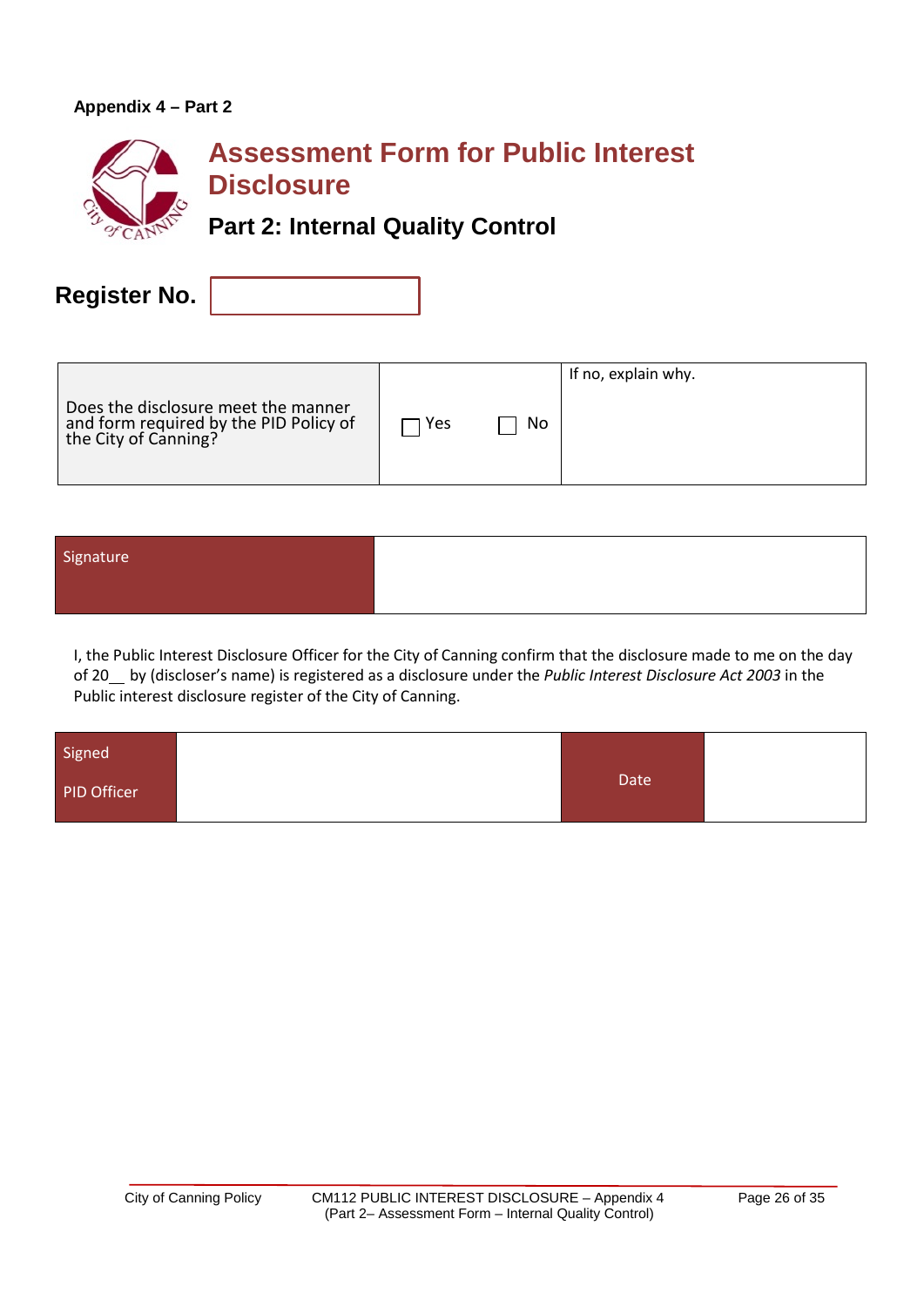**Appendix 4 – Part 2**

# Assessment Form for Public Interest Disclosure

## Part 2: Internal Quality Control

**Register No.**

| Does the disclosure meet the manner and form required by the PID Policy of the City of Canning? | ☐ Yes ☐ No | If no, explain why. |
|---|---|---|

| Signature | |
|---|---|

I, the Public Interest Disclosure Officer for the City of Canning confirm that the disclosure made to me on the day of 20__ by (discloser's name) is registered as a disclosure under the *Public Interest Disclosure Act 2003* in the Public interest disclosure register of the City of Canning.

| Signed PID Officer | | Date | |
|---|---|---|---|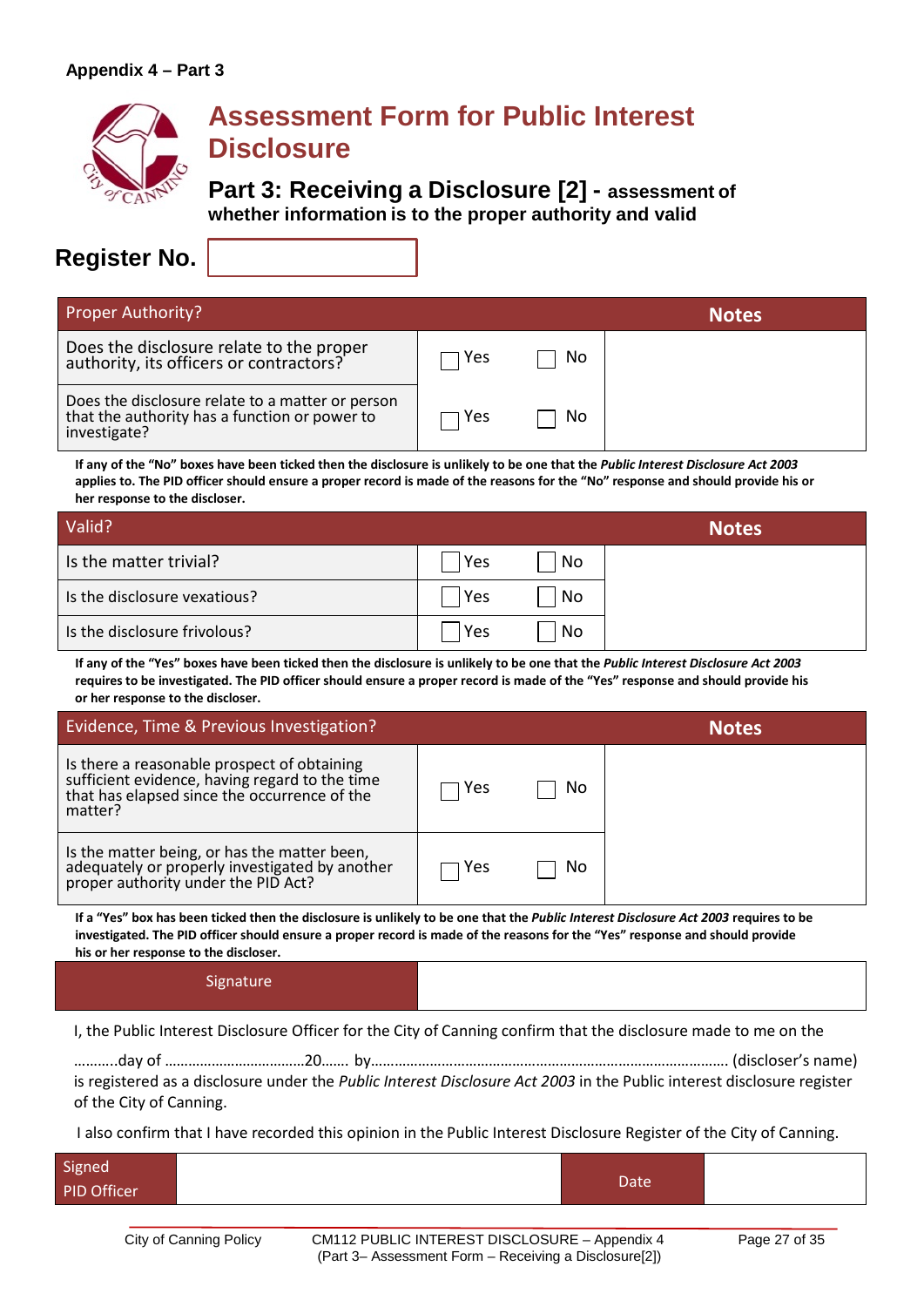**Appendix 4 – Part 3**

# Assessment Form for Public Interest Disclosure

## Part 3: Receiving a Disclosure [2] - assessment of whether information is to the proper authority and valid

## Register No.

| Proper Authority? | | Notes |
|---|---|---|
| Does the disclosure relate to the proper authority, its officers or contractors? | ☐ Yes ☐ No | |
| Does the disclosure relate to a matter or person that the authority has a function or power to investigate? | ☐ Yes ☐ No | |

**If any of the "No" boxes have been ticked then the disclosure is unlikely to be one that the *Public Interest Disclosure Act 2003* applies to. The PID officer should ensure a proper record is made of the reasons for the "No" response and should provide his or her response to the discloser.**

| Valid? | | Notes |
|---|---|---|
| Is the matter trivial? | ☐ Yes ☐ No | |
| Is the disclosure vexatious? | ☐ Yes ☐ No | |
| Is the disclosure frivolous? | ☐ Yes ☐ No | |

**If any of the "Yes" boxes have been ticked then the disclosure is unlikely to be one that the *Public Interest Disclosure Act 2003* requires to be investigated. The PID officer should ensure a proper record is made of the "Yes" response and should provide his or her response to the discloser.**

| Evidence, Time & Previous Investigation? | | Notes |
|---|---|---|
| Is there a reasonable prospect of obtaining sufficient evidence, having regard to the time that has elapsed since the occurrence of the matter? | ☐ Yes ☐ No | |
| Is the matter being, or has the matter been, adequately or properly investigated by another proper authority under the PID Act? | ☐ Yes ☐ No | |

**If a "Yes" box has been ticked then the disclosure is unlikely to be one that the *Public Interest Disclosure Act 2003* requires to be investigated. The PID officer should ensure a proper record is made of the reasons for the "Yes" response and should provide his or her response to the discloser.**

| Signature | |
|---|---|

I, the Public Interest Disclosure Officer for the City of Canning confirm that the disclosure made to me on the

……….day of ………………………………20……. by……………………………………………………………………………… (discloser's name) is registered as a disclosure under the *Public Interest Disclosure Act 2003* in the Public interest disclosure register of the City of Canning.

I also confirm that I have recorded this opinion in the Public Interest Disclosure Register of the City of Canning.

| Signed PID Officer | | Date | |
|---|---|---|---|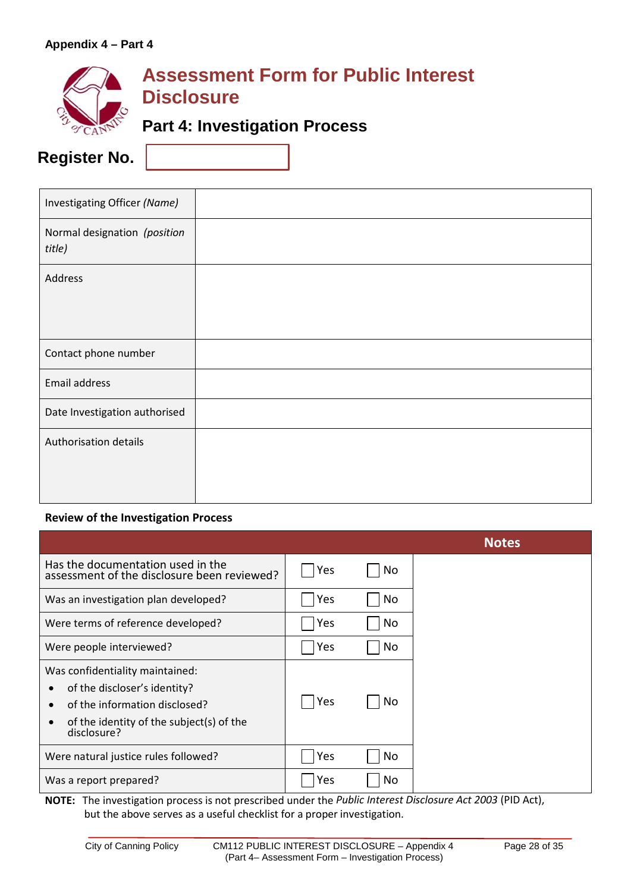Appendix 4 – Part 4

# Assessment Form for Public Interest Disclosure

## Part 4: Investigation Process

**Register No.**

| | |
|---|---|
| Investigating Officer *(Name)* | |
| Normal designation *(position title)* | |
| Address | |
| Contact phone number | |
| Email address | |
| Date Investigation authorised | |
| Authorisation details | |

**Review of the Investigation Process**

| | | | Notes |
|---|---|---|---|
| Has the documentation used in the assessment of the disclosure been reviewed? | ☐ Yes | ☐ No | |
| Was an investigation plan developed? | ☐ Yes | ☐ No | |
| Were terms of reference developed? | ☐ Yes | ☐ No | |
| Were people interviewed? | ☐ Yes | ☐ No | |
| Was confidentiality maintained:<br>• of the discloser's identity?<br>• of the information disclosed?<br>• of the identity of the subject(s) of the disclosure? | ☐ Yes | ☐ No | |
| Were natural justice rules followed? | ☐ Yes | ☐ No | |
| Was a report prepared? | ☐ Yes | ☐ No | |

**NOTE:** The investigation process is not prescribed under the *Public Interest Disclosure Act 2003* (PID Act), but the above serves as a useful checklist for a proper investigation.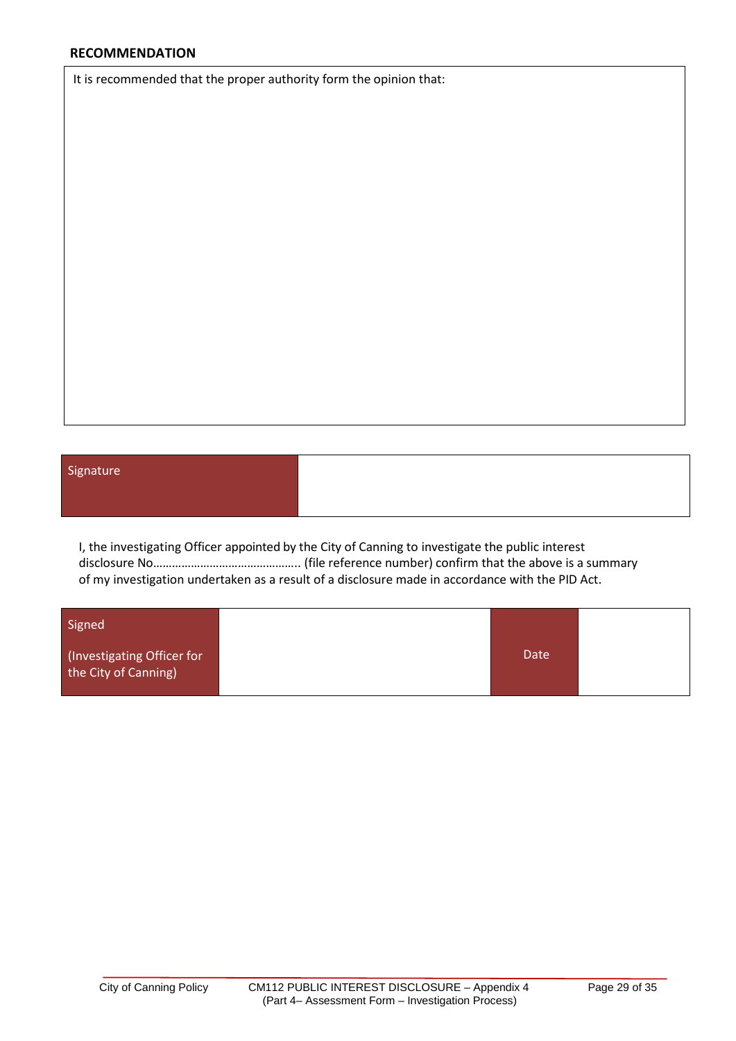**RECOMMENDATION**

| It is recommended that the proper authority form the opinion that: |
| --- |
| |

| Signature | |
| --- | --- |

I, the investigating Officer appointed by the City of Canning to investigate the public interest disclosure No……………………………………….. (file reference number) confirm that the above is a summary of my investigation undertaken as a result of a disclosure made in accordance with the PID Act.

| Signed (Investigating Officer for the City of Canning) | | Date | |
| --- | --- | --- | --- |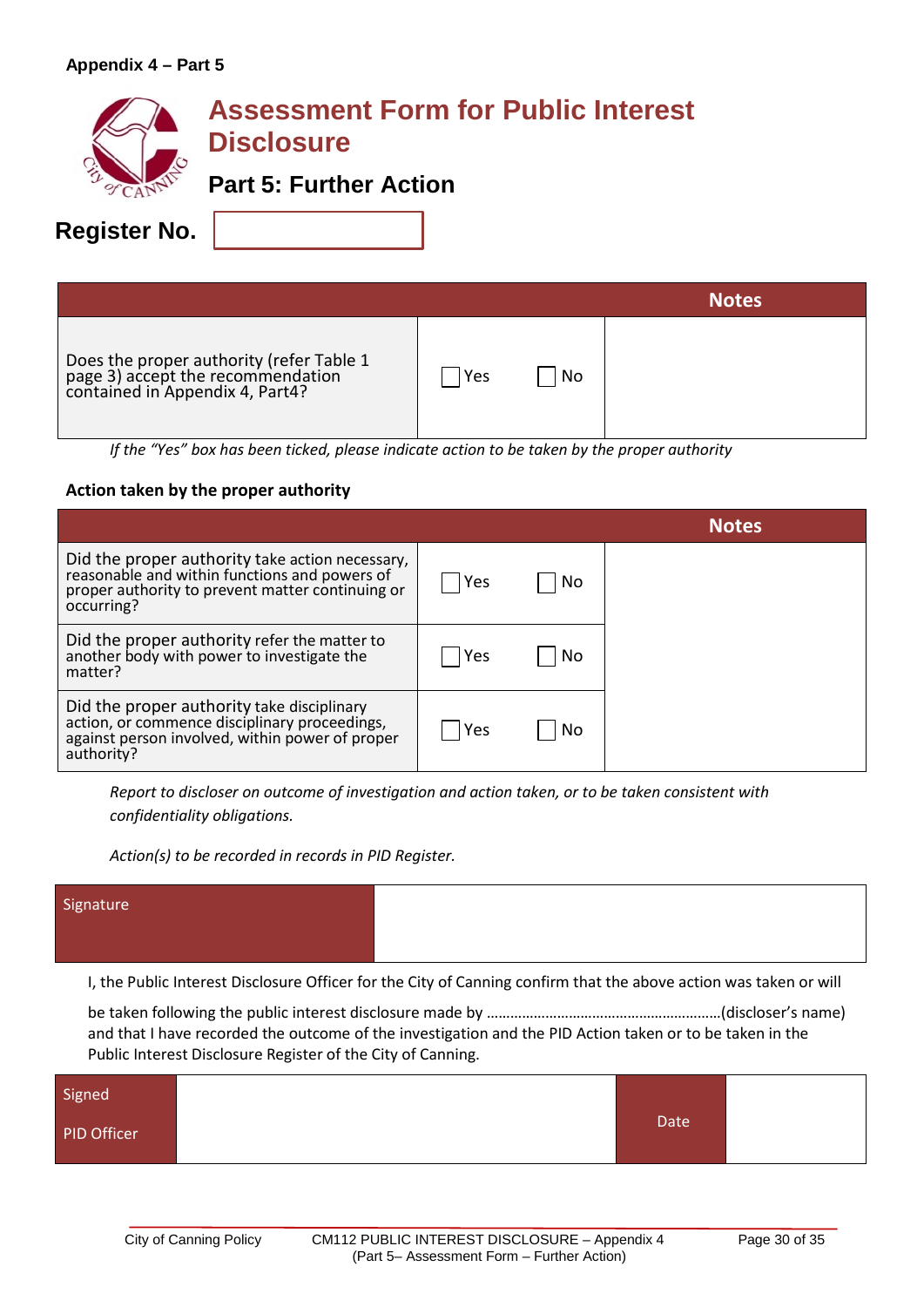**Appendix 4 – Part 5**

# Assessment Form for Public Interest Disclosure

## Part 5: Further Action

**Register No.**

| | | Notes |
|---|---|---|
| Does the proper authority (refer Table 1 page 3) accept the recommendation contained in Appendix 4, Part4? | ☐ Yes ☐ No | |

*If the "Yes" box has been ticked, please indicate action to be taken by the proper authority*

**Action taken by the proper authority**

| | | Notes |
|---|---|---|
| Did the proper authority take action necessary, reasonable and within functions and powers of proper authority to prevent matter continuing or occurring? | ☐ Yes ☐ No | |
| Did the proper authority refer the matter to another body with power to investigate the matter? | ☐ Yes ☐ No | |
| Did the proper authority take disciplinary action, or commence disciplinary proceedings, against person involved, within power of proper authority? | ☐ Yes ☐ No | |

*Report to discloser on outcome of investigation and action taken, or to be taken consistent with confidentiality obligations.*

*Action(s) to be recorded in records in PID Register.*

| Signature | |
|---|---|

I, the Public Interest Disclosure Officer for the City of Canning confirm that the above action was taken or will be taken following the public interest disclosure made by ……………………………………………………(discloser's name) and that I have recorded the outcome of the investigation and the PID Action taken or to be taken in the Public Interest Disclosure Register of the City of Canning.

| Signed PID Officer | | Date | |
|---|---|---|---|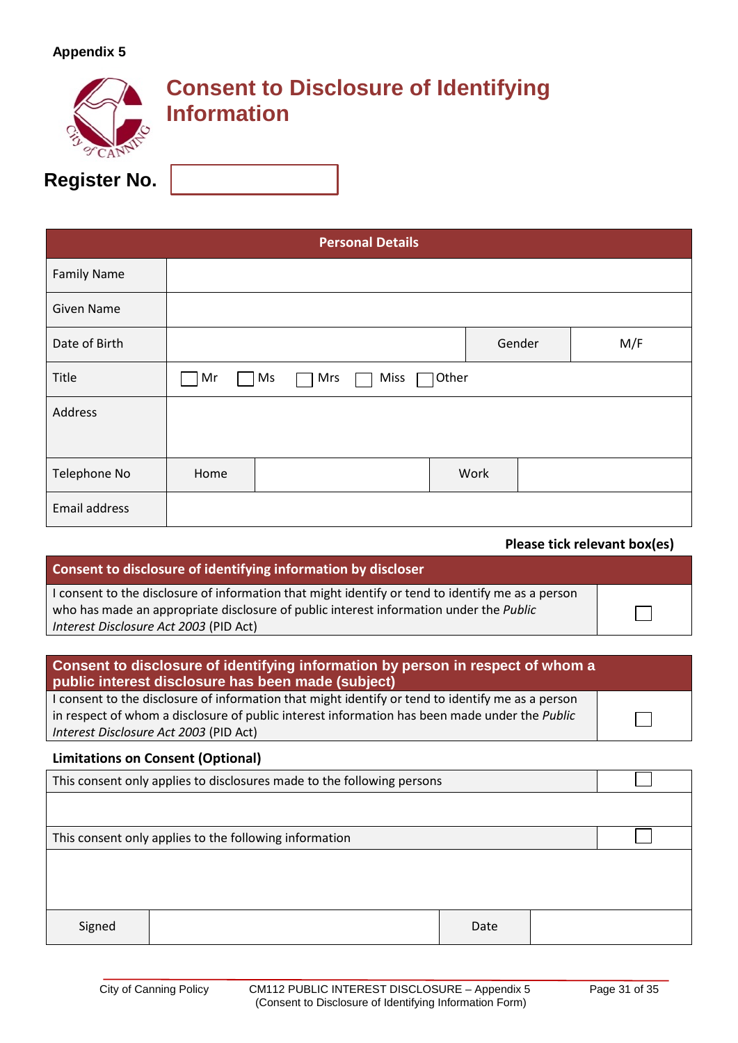Appendix 5

# Consent to Disclosure of Identifying Information

**Register No.**

| Personal Details | | | |
|---|---|---|---|
| Family Name | | | |
| Given Name | | | |
| Date of Birth | | Gender | M/F |
| Title | ☐ Mr ☐ Ms ☐ Mrs ☐ Miss ☐ Other | | |
| Address | | | |
| Telephone No | Home | Work | |
| Email address | | | |

**Please tick relevant box(es)**

| Consent to disclosure of identifying information by discloser | |
|---|---|
| I consent to the disclosure of information that might identify or tend to identify me as a person who has made an appropriate disclosure of public interest information under the *Public Interest Disclosure Act 2003* (PID Act) | ☐ |

| Consent to disclosure of identifying information by person in respect of whom a public interest disclosure has been made (subject) | |
|---|---|
| I consent to the disclosure of information that might identify or tend to identify me as a person in respect of whom a disclosure of public interest information has been made under the *Public Interest Disclosure Act 2003* (PID Act) | ☐ |

**Limitations on Consent (Optional)**

| | |
|---|---|
| This consent only applies to disclosures made to the following persons | ☐ |
| | |
| This consent only applies to the following information | ☐ |
| | |

| Signed | | Date | |
|---|---|---|---|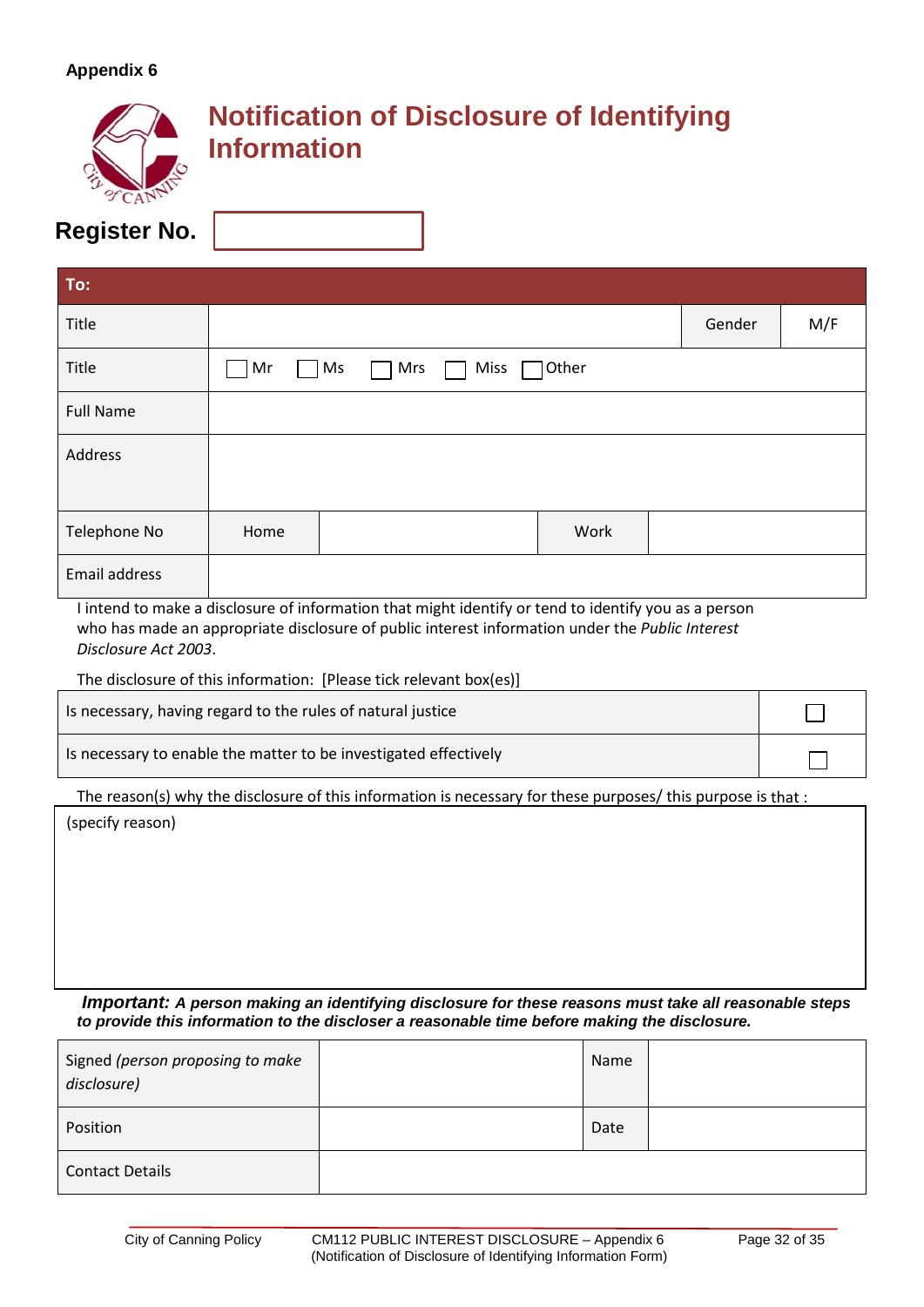**Appendix 6**

# Notification of Disclosure of Identifying Information

**Register No.**

| **To:** | | | | |
|---|---|---|---|---|
| Title | | | Gender | M/F |
| Title | ☐ Mr ☐ Ms ☐ Mrs ☐ Miss ☐ Other | | | |
| Full Name | | | | |
| Address | | | | |
| Telephone No | Home | | Work | |
| Email address | | | | |

I intend to make a disclosure of information that might identify or tend to identify you as a person who has made an appropriate disclosure of public interest information under the *Public Interest Disclosure Act 2003*.

The disclosure of this information: [Please tick relevant box(es)]

| | |
|---|---|
| Is necessary, having regard to the rules of natural justice | ☐ |
| Is necessary to enable the matter to be investigated effectively | ☐ |

The reason(s) why the disclosure of this information is necessary for these purposes/ this purpose is that :

(specify reason)

***Important:*** ***A person making an identifying disclosure for these reasons must take all reasonable steps to provide this information to the discloser a reasonable time before making the disclosure.***

| | | | |
|---|---|---|---|
| Signed *(person proposing to make disclosure)* | | Name | |
| Position | | Date | |
| Contact Details | | | |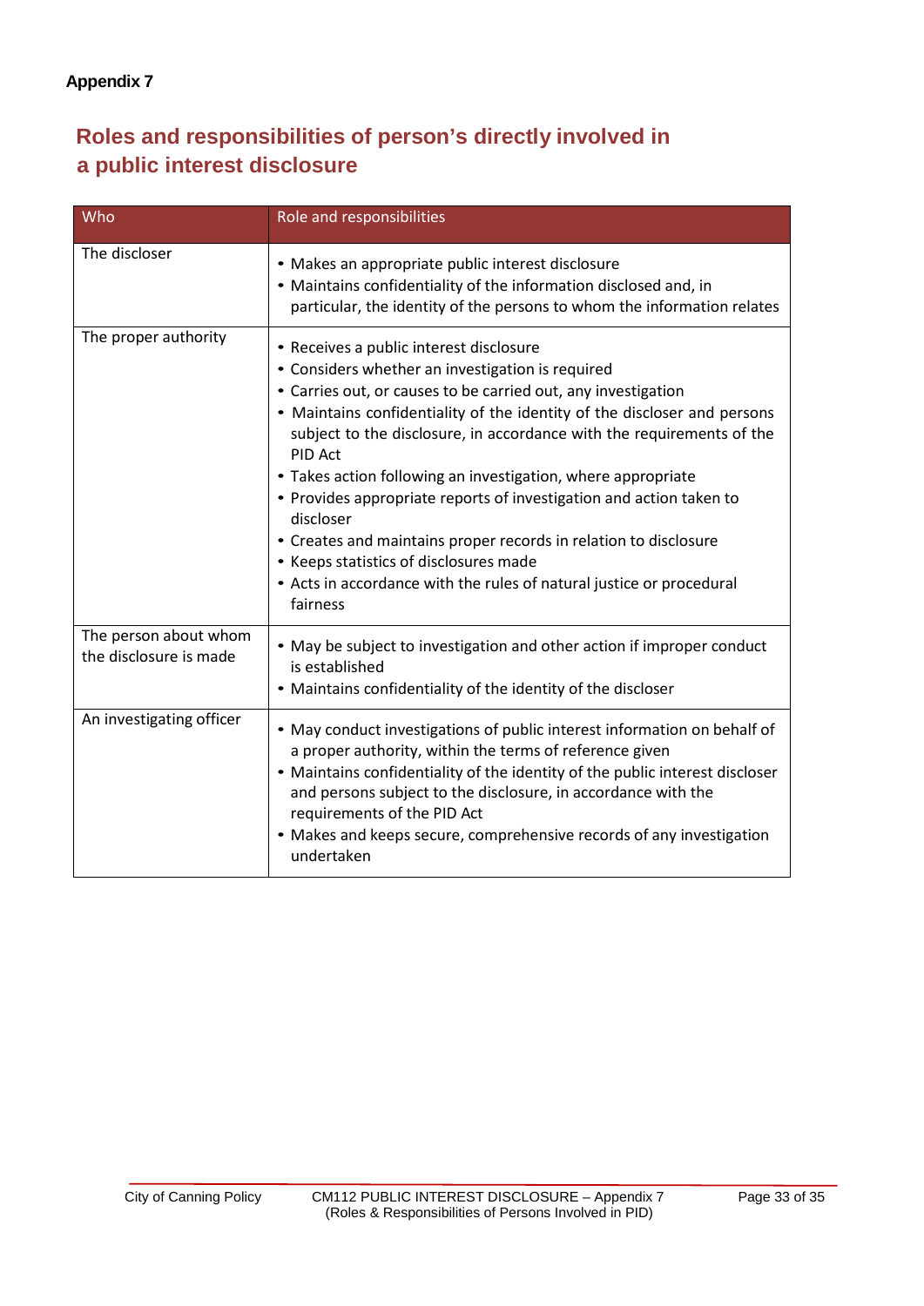**Appendix 7**

## Roles and responsibilities of person's directly involved in a public interest disclosure

| Who | Role and responsibilities |
|---|---|
| The discloser | • Makes an appropriate public interest disclosure<br>• Maintains confidentiality of the information disclosed and, in particular, the identity of the persons to whom the information relates |
| The proper authority | • Receives a public interest disclosure<br>• Considers whether an investigation is required<br>• Carries out, or causes to be carried out, any investigation<br>• Maintains confidentiality of the identity of the discloser and persons subject to the disclosure, in accordance with the requirements of the PID Act<br>• Takes action following an investigation, where appropriate<br>• Provides appropriate reports of investigation and action taken to discloser<br>• Creates and maintains proper records in relation to disclosure<br>• Keeps statistics of disclosures made<br>• Acts in accordance with the rules of natural justice or procedural fairness |
| The person about whom the disclosure is made | • May be subject to investigation and other action if improper conduct is established<br>• Maintains confidentiality of the identity of the discloser |
| An investigating officer | • May conduct investigations of public interest information on behalf of a proper authority, within the terms of reference given<br>• Maintains confidentiality of the identity of the public interest discloser and persons subject to the disclosure, in accordance with the requirements of the PID Act<br>• Makes and keeps secure, comprehensive records of any investigation undertaken |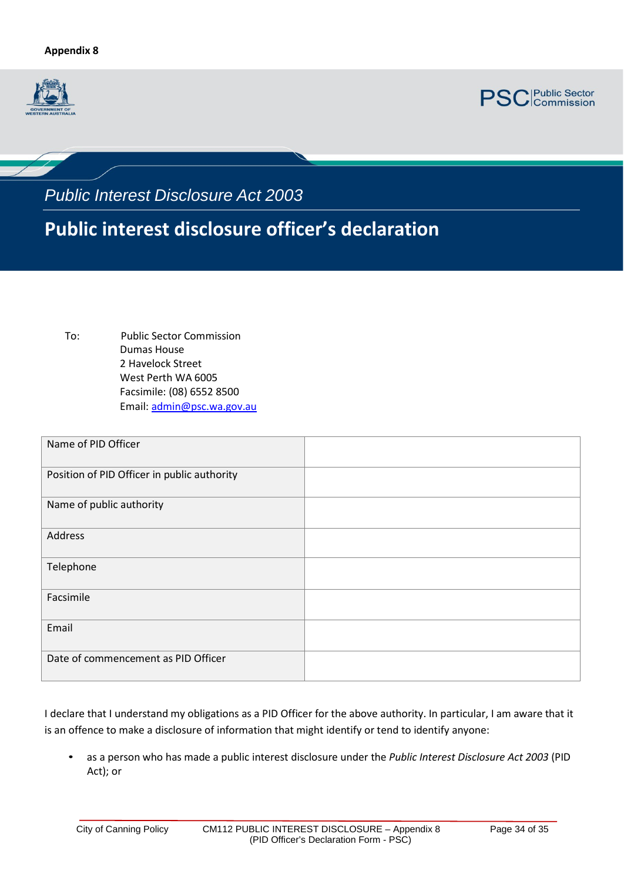**Appendix 8**

*Public Interest Disclosure Act 2003*

# Public interest disclosure officer's declaration

To: Public Sector Commission
Dumas House
2 Havelock Street
West Perth WA 6005
Facsimile: (08) 6552 8500
Email: admin@psc.wa.gov.au

| | |
|---|---|
| Name of PID Officer | |
| Position of PID Officer in public authority | |
| Name of public authority | |
| Address | |
| Telephone | |
| Facsimile | |
| Email | |
| Date of commencement as PID Officer | |

I declare that I understand my obligations as a PID Officer for the above authority. In particular, I am aware that it is an offence to make a disclosure of information that might identify or tend to identify anyone:

- as a person who has made a public interest disclosure under the *Public Interest Disclosure Act 2003* (PID Act); or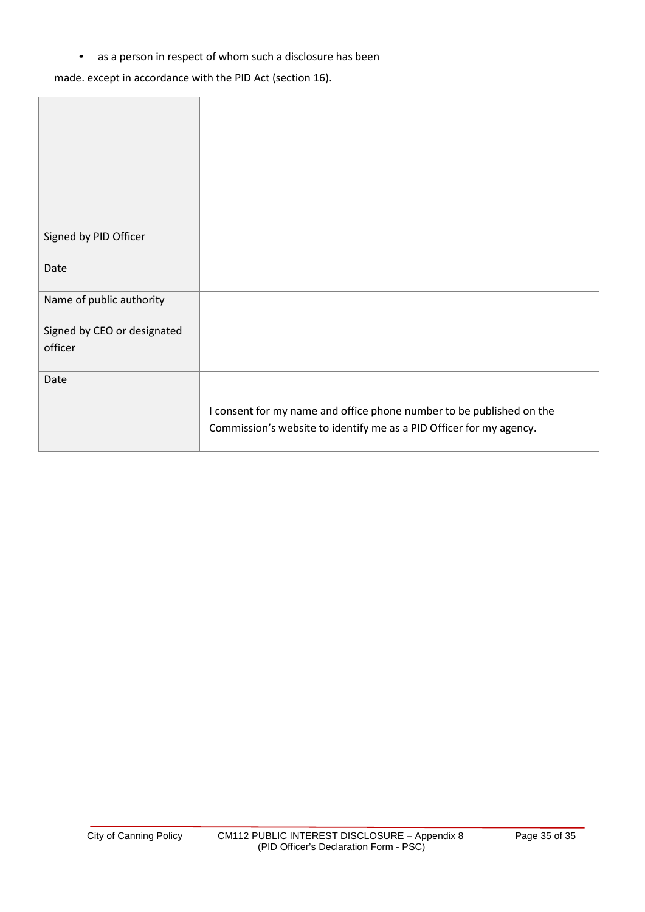- as a person in respect of whom such a disclosure has been

made. except in accordance with the PID Act (section 16).

| | |
|---|---|
| Signed by PID Officer | |
| Date | |
| Name of public authority | |
| Signed by CEO or designated officer | |
| Date | |
| | I consent for my name and office phone number to be published on the Commission's website to identify me as a PID Officer for my agency. |